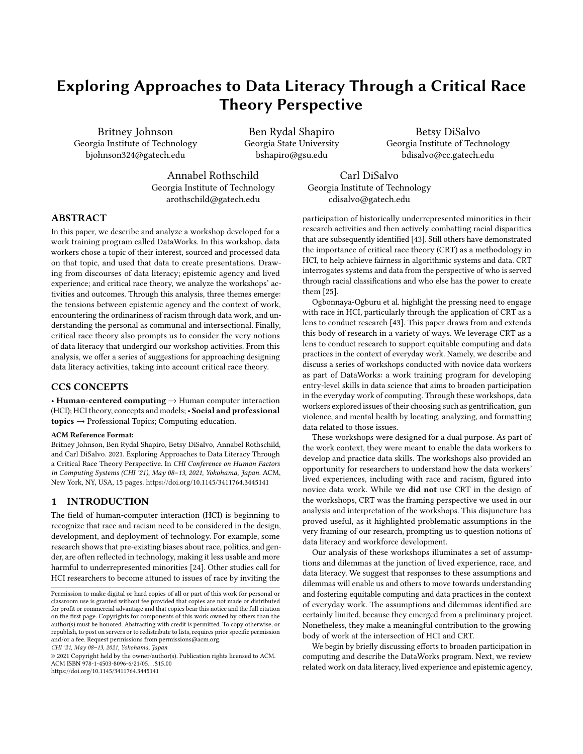# Exploring Approaches to Data Literacy Through a Critical Race Theory Perspective

Britney Johnson
Georgia Institute of Technology
bjohnson324@gatech.edu

Ben Rydal Shapiro
Georgia State University
bshapiro@gsu.edu

Betsy DiSalvo
Georgia Institute of Technology
bdisalvo@cc.gatech.edu

Annabel Rothschild
Georgia Institute of Technology
arothschild@gatech.edu

Carl DiSalvo
Georgia Institute of Technology
cdisalvo@gatech.edu

## ABSTRACT

In this paper, we describe and analyze a workshop developed for a work training program called DataWorks. In this workshop, data workers chose a topic of their interest, sourced and processed data on that topic, and used that data to create presentations. Drawing from discourses of data literacy; epistemic agency and lived experience; and critical race theory, we analyze the workshops' activities and outcomes. Through this analysis, three themes emerge: the tensions between epistemic agency and the context of work, encountering the ordinariness of racism through data work, and understanding the personal as communal and intersectional. Finally, critical race theory also prompts us to consider the very notions of data literacy that undergird our workshop activities. From this analysis, we offer a series of suggestions for approaching designing data literacy activities, taking into account critical race theory.

## CCS CONCEPTS

• **Human-centered computing** → Human computer interaction (HCI); HCI theory, concepts and models; • **Social and professional topics** → Professional Topics; Computing education.

**ACM Reference Format:**
Britney Johnson, Ben Rydal Shapiro, Betsy DiSalvo, Annabel Rothschild, and Carl DiSalvo. 2021. Exploring Approaches to Data Literacy Through a Critical Race Theory Perspective. In *CHI Conference on Human Factors in Computing Systems (CHI '21), May 08–13, 2021, Yokohama, Japan.* ACM, New York, NY, USA, 15 pages. https://doi.org/10.1145/3411764.3445141

## 1 INTRODUCTION

The field of human-computer interaction (HCI) is beginning to recognize that race and racism need to be considered in the design, development, and deployment of technology. For example, some research shows that pre-existing biases about race, politics, and gender, are often reflected in technology, making it less usable and more harmful to underrepresented minorities [24]. Other studies call for HCI researchers to become attuned to issues of race by inviting the participation of historically underrepresented minorities in their research activities and then actively combatting racial disparities that are subsequently identified [43]. Still others have demonstrated the importance of critical race theory (CRT) as a methodology in HCI, to help achieve fairness in algorithmic systems and data. CRT interrogates systems and data from the perspective of who is served through racial classifications and who else has the power to create them [25].

Ogbonnaya-Ogburu et al. highlight the pressing need to engage with race in HCI, particularly through the application of CRT as a lens to conduct research [43]. This paper draws from and extends this body of research in a variety of ways. We leverage CRT as a lens to conduct research to support equitable computing and data practices in the context of everyday work. Namely, we describe and discuss a series of workshops conducted with novice data workers as part of DataWorks: a work training program for developing entry-level skills in data science that aims to broaden participation in the everyday work of computing. Through these workshops, data workers explored issues of their choosing such as gentrification, gun violence, and mental health by locating, analyzing, and formatting data related to those issues.

These workshops were designed for a dual purpose. As part of the work context, they were meant to enable the data workers to develop and practice data skills. The workshops also provided an opportunity for researchers to understand how the data workers' lived experiences, including with race and racism, figured into novice data work. While we **did not** use CRT in the design of the workshops, CRT was the framing perspective we used in our analysis and interpretation of the workshops. This disjuncture has proved useful, as it highlighted problematic assumptions in the very framing of our research, prompting us to question notions of data literacy and workforce development.

Our analysis of these workshops illuminates a set of assumptions and dilemmas at the junction of lived experience, race, and data literacy. We suggest that responses to these assumptions and dilemmas will enable us and others to move towards understanding and fostering equitable computing and data practices in the context of everyday work. The assumptions and dilemmas identified are certainly limited, because they emerged from a preliminary project. Nonetheless, they make a meaningful contribution to the growing body of work at the intersection of HCI and CRT.

We begin by briefly discussing efforts to broaden participation in computing and describe the DataWorks program. Next, we review related work on data literacy, lived experience and epistemic agency,

Permission to make digital or hard copies of all or part of this work for personal or classroom use is granted without fee provided that copies are not made or distributed for profit or commercial advantage and that copies bear this notice and the full citation on the first page. Copyrights for components of this work owned by others than the author(s) must be honored. Abstracting with credit is permitted. To copy otherwise, or republish, to post on servers or to redistribute to lists, requires prior specific permission and/or a fee. Request permissions from permissions@acm.org.
*CHI '21, May 08–13, 2021, Yokohama, Japan*
© 2021 Copyright held by the owner/author(s). Publication rights licensed to ACM.
ACM ISBN 978-1-4503-8096-6/21/05...$15.00
https://doi.org/10.1145/3411764.3445141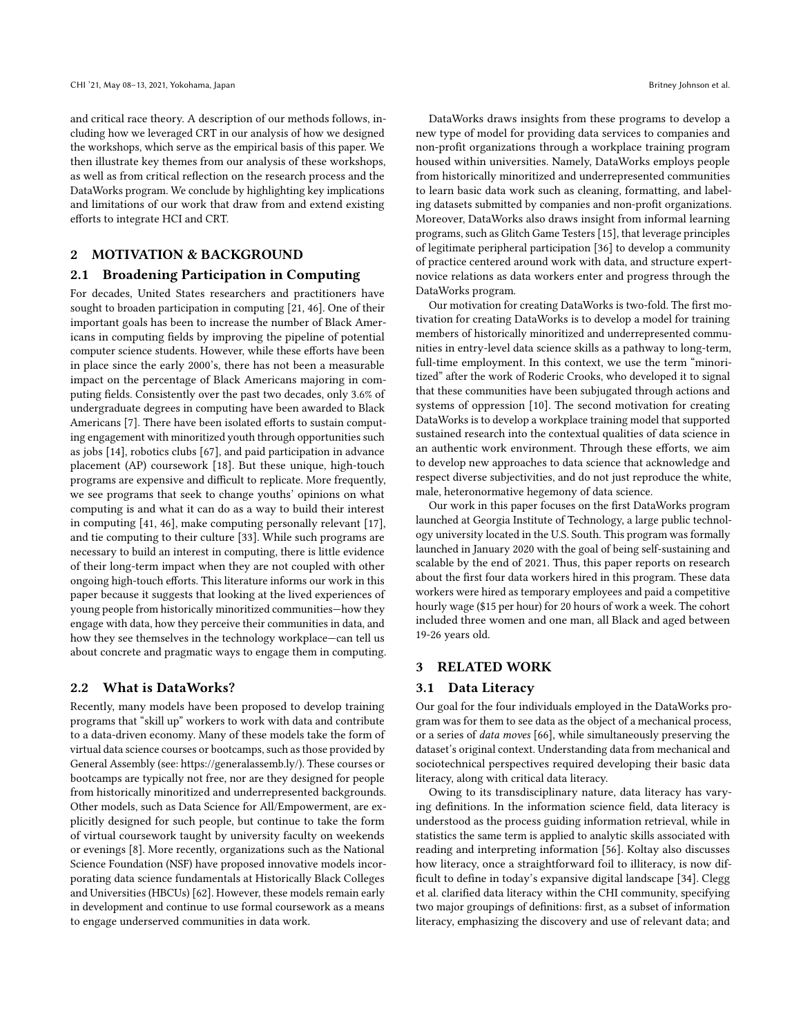and critical race theory. A description of our methods follows, including how we leveraged CRT in our analysis of how we designed the workshops, which serve as the empirical basis of this paper. We then illustrate key themes from our analysis of these workshops, as well as from critical reflection on the research process and the DataWorks program. We conclude by highlighting key implications and limitations of our work that draw from and extend existing efforts to integrate HCI and CRT.

## 2 MOTIVATION & BACKGROUND

### 2.1 Broadening Participation in Computing

For decades, United States researchers and practitioners have sought to broaden participation in computing [21, 46]. One of their important goals has been to increase the number of Black Americans in computing fields by improving the pipeline of potential computer science students. However, while these efforts have been in place since the early 2000's, there has not been a measurable impact on the percentage of Black Americans majoring in computing fields. Consistently over the past two decades, only 3.6% of undergraduate degrees in computing have been awarded to Black Americans [7]. There have been isolated efforts to sustain computing engagement with minoritized youth through opportunities such as jobs [14], robotics clubs [67], and paid participation in advance placement (AP) coursework [18]. But these unique, high-touch programs are expensive and difficult to replicate. More frequently, we see programs that seek to change youths' opinions on what computing is and what it can do as a way to build their interest in computing [41, 46], make computing personally relevant [17], and tie computing to their culture [33]. While such programs are necessary to build an interest in computing, there is little evidence of their long-term impact when they are not coupled with other ongoing high-touch efforts. This literature informs our work in this paper because it suggests that looking at the lived experiences of young people from historically minoritized communities—how they engage with data, how they perceive their communities in data, and how they see themselves in the technology workplace—can tell us about concrete and pragmatic ways to engage them in computing.

### 2.2 What is DataWorks?

Recently, many models have been proposed to develop training programs that "skill up" workers to work with data and contribute to a data-driven economy. Many of these models take the form of virtual data science courses or bootcamps, such as those provided by General Assembly (see: https://generalassemb.ly/). These courses or bootcamps are typically not free, nor are they designed for people from historically minoritized and underrepresented backgrounds. Other models, such as Data Science for All/Empowerment, are explicitly designed for such people, but continue to take the form of virtual coursework taught by university faculty on weekends or evenings [8]. More recently, organizations such as the National Science Foundation (NSF) have proposed innovative models incorporating data science fundamentals at Historically Black Colleges and Universities (HBCUs) [62]. However, these models remain early in development and continue to use formal coursework as a means to engage underserved communities in data work.

DataWorks draws insights from these programs to develop a new type of model for providing data services to companies and non-profit organizations through a workplace training program housed within universities. Namely, DataWorks employs people from historically minoritized and underrepresented communities to learn basic data work such as cleaning, formatting, and labeling datasets submitted by companies and non-profit organizations. Moreover, DataWorks also draws insight from informal learning programs, such as Glitch Game Testers [15], that leverage principles of legitimate peripheral participation [36] to develop a community of practice centered around work with data, and structure expert-novice relations as data workers enter and progress through the DataWorks program.

Our motivation for creating DataWorks is two-fold. The first motivation for creating DataWorks is to develop a model for training members of historically minoritized and underrepresented communities in entry-level data science skills as a pathway to long-term, full-time employment. In this context, we use the term "minoritized" after the work of Roderic Crooks, who developed it to signal that these communities have been subjugated through actions and systems of oppression [10]. The second motivation for creating DataWorks is to develop a workplace training model that supported sustained research into the contextual qualities of data science in an authentic work environment. Through these efforts, we aim to develop new approaches to data science that acknowledge and respect diverse subjectivities, and do not just reproduce the white, male, heteronormative hegemony of data science.

Our work in this paper focuses on the first DataWorks program launched at Georgia Institute of Technology, a large public technology university located in the U.S. South. This program was formally launched in January 2020 with the goal of being self-sustaining and scalable by the end of 2021. Thus, this paper reports on research about the first four data workers hired in this program. These data workers were hired as temporary employees and paid a competitive hourly wage ($15 per hour) for 20 hours of work a week. The cohort included three women and one man, all Black and aged between 19-26 years old.

## 3 RELATED WORK

### 3.1 Data Literacy

Our goal for the four individuals employed in the DataWorks program was for them to see data as the object of a mechanical process, or a series of *data moves* [66], while simultaneously preserving the dataset's original context. Understanding data from mechanical and sociotechnical perspectives required developing their basic data literacy, along with critical data literacy.

Owing to its transdisciplinary nature, data literacy has varying definitions. In the information science field, data literacy is understood as the process guiding information retrieval, while in statistics the same term is applied to analytic skills associated with reading and interpreting information [56]. Koltay also discusses how literacy, once a straightforward foil to illiteracy, is now difficult to define in today's expansive digital landscape [34]. Clegg et al. clarified data literacy within the CHI community, specifying two major groupings of definitions: first, as a subset of information literacy, emphasizing the discovery and use of relevant data; and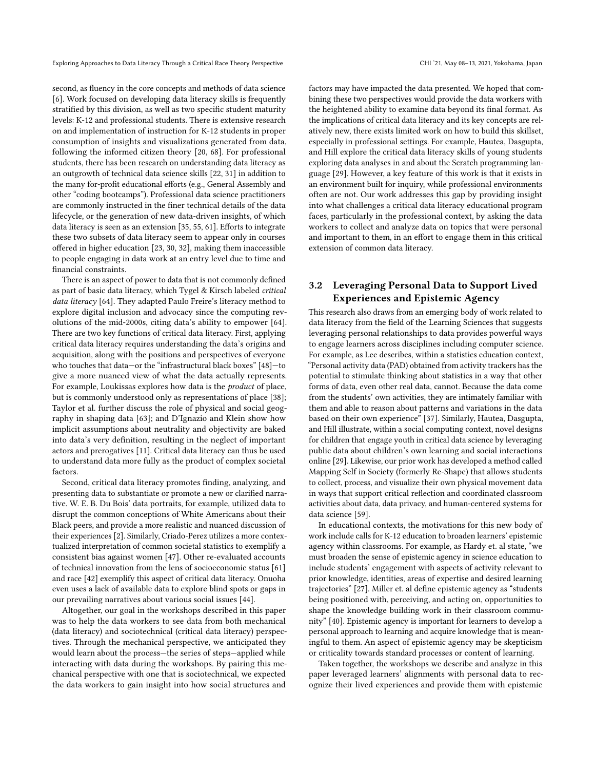second, as fluency in the core concepts and methods of data science [6]. Work focused on developing data literacy skills is frequently stratified by this division, as well as two specific student maturity levels: K-12 and professional students. There is extensive research on and implementation of instruction for K-12 students in proper consumption of insights and visualizations generated from data, following the informed citizen theory [20, 68]. For professional students, there has been research on understanding data literacy as an outgrowth of technical data science skills [22, 31] in addition to the many for-profit educational efforts (e.g., General Assembly and other "coding bootcamps"). Professional data science practitioners are commonly instructed in the finer technical details of the data lifecycle, or the generation of new data-driven insights, of which data literacy is seen as an extension [35, 55, 61]. Efforts to integrate these two subsets of data literacy seem to appear only in courses offered in higher education [23, 30, 32], making them inaccessible to people engaging in data work at an entry level due to time and financial constraints.

There is an aspect of power to data that is not commonly defined as part of basic data literacy, which Tygel & Kirsch labeled *critical data literacy* [64]. They adapted Paulo Freire's literacy method to explore digital inclusion and advocacy since the computing revolutions of the mid-2000s, citing data's ability to empower [64]. There are two key functions of critical data literacy. First, applying critical data literacy requires understanding the data's origins and acquisition, along with the positions and perspectives of everyone who touches that data—or the "infrastructural black boxes" [48]—to give a more nuanced view of what the data actually represents. For example, Loukissas explores how data is the *product* of place, but is commonly understood only as representations of place [38]; Taylor et al. further discuss the role of physical and social geography in shaping data [63]; and D'Ignazio and Klein show how implicit assumptions about neutrality and objectivity are baked into data's very definition, resulting in the neglect of important actors and prerogatives [11]. Critical data literacy can thus be used to understand data more fully as the product of complex societal factors.

Second, critical data literacy promotes finding, analyzing, and presenting data to substantiate or promote a new or clarified narrative. W. E. B. Du Bois' data portraits, for example, utilized data to disrupt the common conceptions of White Americans about their Black peers, and provide a more realistic and nuanced discussion of their experiences [2]. Similarly, Criado-Perez utilizes a more contextualized interpretation of common societal statistics to exemplify a consistent bias against women [47]. Other re-evaluated accounts of technical innovation from the lens of socioeconomic status [61] and race [42] exemplify this aspect of critical data literacy. Onuoha even uses a lack of available data to explore blind spots or gaps in our prevailing narratives about various social issues [44].

Altogether, our goal in the workshops described in this paper was to help the data workers to see data from both mechanical (data literacy) and sociotechnical (critical data literacy) perspectives. Through the mechanical perspective, we anticipated they would learn about the process—the series of steps—applied while interacting with data during the workshops. By pairing this mechanical perspective with one that is sociotechnical, we expected the data workers to gain insight into how social structures and factors may have impacted the data presented. We hoped that combining these two perspectives would provide the data workers with the heightened ability to examine data beyond its final format. As the implications of critical data literacy and its key concepts are relatively new, there exists limited work on how to build this skillset, especially in professional settings. For example, Hautea, Dasgupta, and Hill explore the critical data literacy skills of young students exploring data analyses in and about the Scratch programming language [29]. However, a key feature of this work is that it exists in an environment built for inquiry, while professional environments often are not. Our work addresses this gap by providing insight into what challenges a critical data literacy educational program faces, particularly in the professional context, by asking the data workers to collect and analyze data on topics that were personal and important to them, in an effort to engage them in this critical extension of common data literacy.

### 3.2 Leveraging Personal Data to Support Lived Experiences and Epistemic Agency

This research also draws from an emerging body of work related to data literacy from the field of the Learning Sciences that suggests leveraging personal relationships to data provides powerful ways to engage learners across disciplines including computer science. For example, as Lee describes, within a statistics education context, "Personal activity data (PAD) obtained from activity trackers has the potential to stimulate thinking about statistics in a way that other forms of data, even other real data, cannot. Because the data come from the students' own activities, they are intimately familiar with them and able to reason about patterns and variations in the data based on their own experience" [37]. Similarly, Hautea, Dasgupta, and Hill illustrate, within a social computing context, novel designs for children that engage youth in critical data science by leveraging public data about children's own learning and social interactions online [29]. Likewise, our prior work has developed a method called Mapping Self in Society (formerly Re-Shape) that allows students to collect, process, and visualize their own physical movement data in ways that support critical reflection and coordinated classroom activities about data, data privacy, and human-centered systems for data science [59].

In educational contexts, the motivations for this new body of work include calls for K-12 education to broaden learners' epistemic agency within classrooms. For example, as Hardy et. al state, "we must broaden the sense of epistemic agency in science education to include students' engagement with aspects of activity relevant to prior knowledge, identities, areas of expertise and desired learning trajectories" [27]. Miller et. al define epistemic agency as "students being positioned with, perceiving, and acting on, opportunities to shape the knowledge building work in their classroom community" [40]. Epistemic agency is important for learners to develop a personal approach to learning and acquire knowledge that is meaningful to them. An aspect of epistemic agency may be skepticism or criticality towards standard processes or content of learning.

Taken together, the workshops we describe and analyze in this paper leveraged learners' alignments with personal data to recognize their lived experiences and provide them with epistemic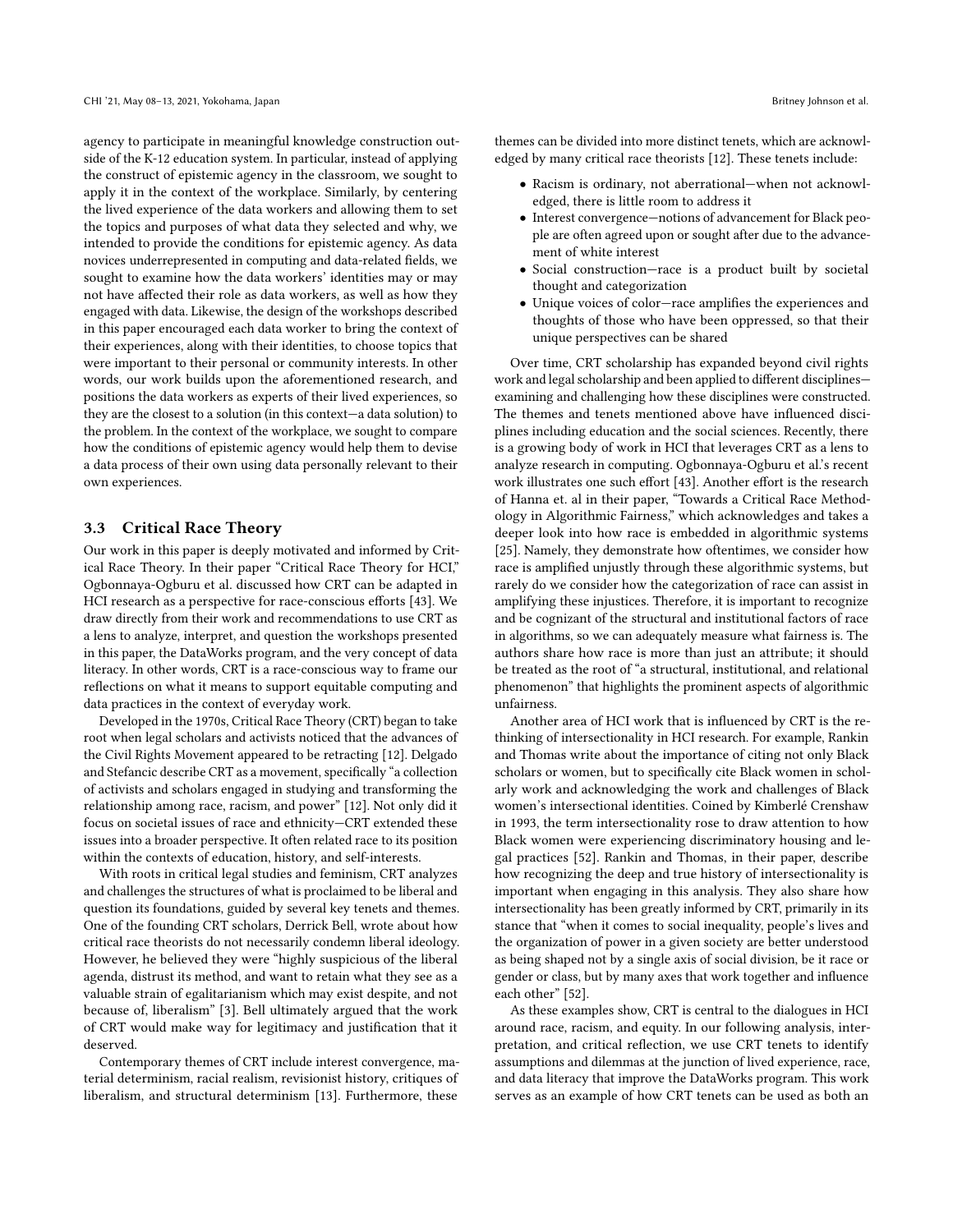agency to participate in meaningful knowledge construction outside of the K-12 education system. In particular, instead of applying the construct of epistemic agency in the classroom, we sought to apply it in the context of the workplace. Similarly, by centering the lived experience of the data workers and allowing them to set the topics and purposes of what data they selected and why, we intended to provide the conditions for epistemic agency. As data novices underrepresented in computing and data-related fields, we sought to examine how the data workers' identities may or may not have affected their role as data workers, as well as how they engaged with data. Likewise, the design of the workshops described in this paper encouraged each data worker to bring the context of their experiences, along with their identities, to choose topics that were important to their personal or community interests. In other words, our work builds upon the aforementioned research, and positions the data workers as experts of their lived experiences, so they are the closest to a solution (in this context—a data solution) to the problem. In the context of the workplace, we sought to compare how the conditions of epistemic agency would help them to devise a data process of their own using data personally relevant to their own experiences.

### 3.3 Critical Race Theory

Our work in this paper is deeply motivated and informed by Critical Race Theory. In their paper "Critical Race Theory for HCI," Ogbonnaya-Ogburu et al. discussed how CRT can be adapted in HCI research as a perspective for race-conscious efforts [43]. We draw directly from their work and recommendations to use CRT as a lens to analyze, interpret, and question the workshops presented in this paper, the DataWorks program, and the very concept of data literacy. In other words, CRT is a race-conscious way to frame our reflections on what it means to support equitable computing and data practices in the context of everyday work.

Developed in the 1970s, Critical Race Theory (CRT) began to take root when legal scholars and activists noticed that the advances of the Civil Rights Movement appeared to be retracting [12]. Delgado and Stefancic describe CRT as a movement, specifically "a collection of activists and scholars engaged in studying and transforming the relationship among race, racism, and power" [12]. Not only did it focus on societal issues of race and ethnicity—CRT extended these issues into a broader perspective. It often related race to its position within the contexts of education, history, and self-interests.

With roots in critical legal studies and feminism, CRT analyzes and challenges the structures of what is proclaimed to be liberal and question its foundations, guided by several key tenets and themes. One of the founding CRT scholars, Derrick Bell, wrote about how critical race theorists do not necessarily condemn liberal ideology. However, he believed they were "highly suspicious of the liberal agenda, distrust its method, and want to retain what they see as a valuable strain of egalitarianism which may exist despite, and not because of, liberalism" [3]. Bell ultimately argued that the work of CRT would make way for legitimacy and justification that it deserved.

Contemporary themes of CRT include interest convergence, material determinism, racial realism, revisionist history, critiques of liberalism, and structural determinism [13]. Furthermore, these themes can be divided into more distinct tenets, which are acknowledged by many critical race theorists [12]. These tenets include:

- Racism is ordinary, not aberrational—when not acknowledged, there is little room to address it
- Interest convergence—notions of advancement for Black people are often agreed upon or sought after due to the advancement of white interest
- Social construction—race is a product built by societal thought and categorization
- Unique voices of color—race amplifies the experiences and thoughts of those who have been oppressed, so that their unique perspectives can be shared

Over time, CRT scholarship has expanded beyond civil rights work and legal scholarship and been applied to different disciplines—examining and challenging how these disciplines were constructed. The themes and tenets mentioned above have influenced disciplines including education and the social sciences. Recently, there is a growing body of work in HCI that leverages CRT as a lens to analyze research in computing. Ogbonnaya-Ogburu et al.'s recent work illustrates one such effort [43]. Another effort is the research of Hanna et. al in their paper, "Towards a Critical Race Methodology in Algorithmic Fairness," which acknowledges and takes a deeper look into how race is embedded in algorithmic systems [25]. Namely, they demonstrate how oftentimes, we consider how race is amplified unjustly through these algorithmic systems, but rarely do we consider how the categorization of race can assist in amplifying these injustices. Therefore, it is important to recognize and be cognizant of the structural and institutional factors of race in algorithms, so we can adequately measure what fairness is. The authors share how race is more than just an attribute; it should be treated as the root of "a structural, institutional, and relational phenomenon" that highlights the prominent aspects of algorithmic unfairness.

Another area of HCI work that is influenced by CRT is the rethinking of intersectionality in HCI research. For example, Rankin and Thomas write about the importance of citing not only Black scholars or women, but to specifically cite Black women in scholarly work and acknowledging the work and challenges of Black women's intersectional identities. Coined by Kimberlé Crenshaw in 1993, the term intersectionality rose to draw attention to how Black women were experiencing discriminatory housing and legal practices [52]. Rankin and Thomas, in their paper, describe how recognizing the deep and true history of intersectionality is important when engaging in this analysis. They also share how intersectionality has been greatly informed by CRT, primarily in its stance that "when it comes to social inequality, people's lives and the organization of power in a given society are better understood as being shaped not by a single axis of social division, be it race or gender or class, but by many axes that work together and influence each other" [52].

As these examples show, CRT is central to the dialogues in HCI around race, racism, and equity. In our following analysis, interpretation, and critical reflection, we use CRT tenets to identify assumptions and dilemmas at the junction of lived experience, race, and data literacy that improve the DataWorks program. This work serves as an example of how CRT tenets can be used as both an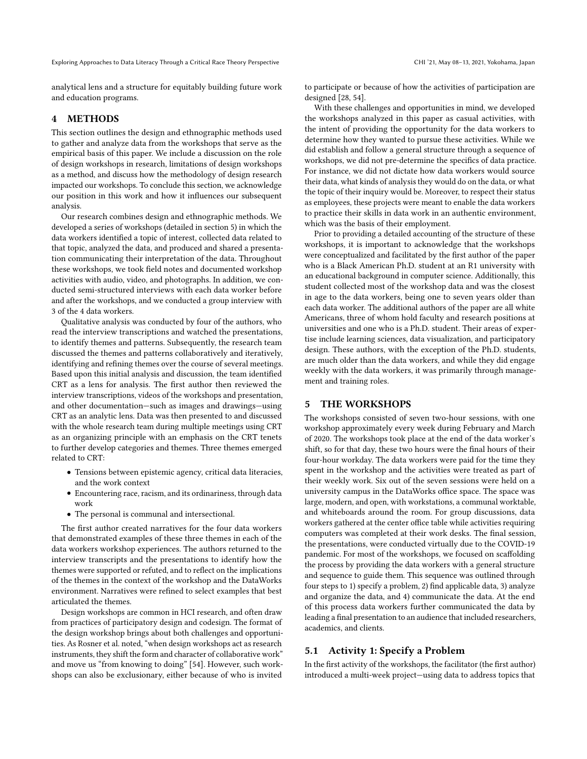analytical lens and a structure for equitably building future work and education programs.

## 4 METHODS

This section outlines the design and ethnographic methods used to gather and analyze data from the workshops that serve as the empirical basis of this paper. We include a discussion on the role of design workshops in research, limitations of design workshops as a method, and discuss how the methodology of design research impacted our workshops. To conclude this section, we acknowledge our position in this work and how it influences our subsequent analysis.

Our research combines design and ethnographic methods. We developed a series of workshops (detailed in section 5) in which the data workers identified a topic of interest, collected data related to that topic, analyzed the data, and produced and shared a presentation communicating their interpretation of the data. Throughout these workshops, we took field notes and documented workshop activities with audio, video, and photographs. In addition, we conducted semi-structured interviews with each data worker before and after the workshops, and we conducted a group interview with 3 of the 4 data workers.

Qualitative analysis was conducted by four of the authors, who read the interview transcriptions and watched the presentations, to identify themes and patterns. Subsequently, the research team discussed the themes and patterns collaboratively and iteratively, identifying and refining themes over the course of several meetings. Based upon this initial analysis and discussion, the team identified CRT as a lens for analysis. The first author then reviewed the interview transcriptions, videos of the workshops and presentation, and other documentation—such as images and drawings—using CRT as an analytic lens. Data was then presented to and discussed with the whole research team during multiple meetings using CRT as an organizing principle with an emphasis on the CRT tenets to further develop categories and themes. Three themes emerged related to CRT:

- Tensions between epistemic agency, critical data literacies, and the work context
- Encountering race, racism, and its ordinariness, through data work
- The personal is communal and intersectional.

The first author created narratives for the four data workers that demonstrated examples of these three themes in each of the data workers workshop experiences. The authors returned to the interview transcripts and the presentations to identify how the themes were supported or refuted, and to reflect on the implications of the themes in the context of the workshop and the DataWorks environment. Narratives were refined to select examples that best articulated the themes.

Design workshops are common in HCI research, and often draw from practices of participatory design and codesign. The format of the design workshop brings about both challenges and opportunities. As Rosner et al. noted, "when design workshops act as research instruments, they shift the form and character of collaborative work" and move us "from knowing to doing" [54]. However, such workshops can also be exclusionary, either because of who is invited to participate or because of how the activities of participation are designed [28, 54].

With these challenges and opportunities in mind, we developed the workshops analyzed in this paper as casual activities, with the intent of providing the opportunity for the data workers to determine how they wanted to pursue these activities. While we did establish and follow a general structure through a sequence of workshops, we did not pre-determine the specifics of data practice. For instance, we did not dictate how data workers would source their data, what kinds of analysis they would do on the data, or what the topic of their inquiry would be. Moreover, to respect their status as employees, these projects were meant to enable the data workers to practice their skills in data work in an authentic environment, which was the basis of their employment.

Prior to providing a detailed accounting of the structure of these workshops, it is important to acknowledge that the workshops were conceptualized and facilitated by the first author of the paper who is a Black American Ph.D. student at an R1 university with an educational background in computer science. Additionally, this student collected most of the workshop data and was the closest in age to the data workers, being one to seven years older than each data worker. The additional authors of the paper are all white Americans, three of whom hold faculty and research positions at universities and one who is a Ph.D. student. Their areas of expertise include learning sciences, data visualization, and participatory design. These authors, with the exception of the Ph.D. students, are much older than the data workers, and while they did engage weekly with the data workers, it was primarily through management and training roles.

## 5 THE WORKSHOPS

The workshops consisted of seven two-hour sessions, with one workshop approximately every week during February and March of 2020. The workshops took place at the end of the data worker's shift, so for that day, these two hours were the final hours of their four-hour workday. The data workers were paid for the time they spent in the workshop and the activities were treated as part of their weekly work. Six out of the seven sessions were held on a university campus in the DataWorks office space. The space was large, modern, and open, with workstations, a communal worktable, and whiteboards around the room. For group discussions, data workers gathered at the center office table while activities requiring computers was completed at their work desks. The final session, the presentations, were conducted virtually due to the COVID-19 pandemic. For most of the workshops, we focused on scaffolding the process by providing the data workers with a general structure and sequence to guide them. This sequence was outlined through four steps to 1) specify a problem, 2) find applicable data, 3) analyze and organize the data, and 4) communicate the data. At the end of this process data workers further communicated the data by leading a final presentation to an audience that included researchers, academics, and clients.

### 5.1 Activity 1: Specify a Problem

In the first activity of the workshops, the facilitator (the first author) introduced a multi-week project—using data to address topics that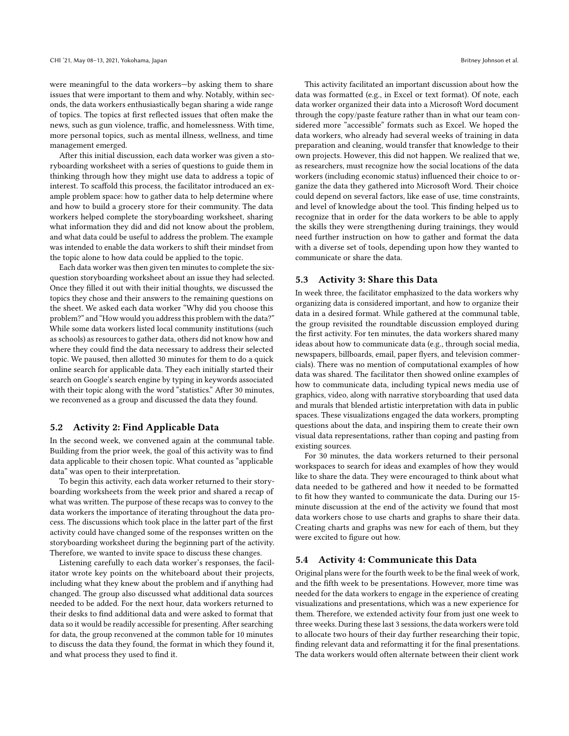were meaningful to the data workers—by asking them to share issues that were important to them and why. Notably, within seconds, the data workers enthusiastically began sharing a wide range of topics. The topics at first reflected issues that often make the news, such as gun violence, traffic, and homelessness. With time, more personal topics, such as mental illness, wellness, and time management emerged.

After this initial discussion, each data worker was given a storyboarding worksheet with a series of questions to guide them in thinking through how they might use data to address a topic of interest. To scaffold this process, the facilitator introduced an example problem space: how to gather data to help determine where and how to build a grocery store for their community. The data workers helped complete the storyboarding worksheet, sharing what information they did and did not know about the problem, and what data could be useful to address the problem. The example was intended to enable the data workers to shift their mindset from the topic alone to how data could be applied to the topic.

Each data worker was then given ten minutes to complete the six-question storyboarding worksheet about an issue they had selected. Once they filled it out with their initial thoughts, we discussed the topics they chose and their answers to the remaining questions on the sheet. We asked each data worker "Why did you choose this problem?" and "How would you address this problem with the data?" While some data workers listed local community institutions (such as schools) as resources to gather data, others did not know how and where they could find the data necessary to address their selected topic. We paused, then allotted 30 minutes for them to do a quick online search for applicable data. They each initially started their search on Google's search engine by typing in keywords associated with their topic along with the word "statistics." After 30 minutes, we reconvened as a group and discussed the data they found.

### 5.2 Activity 2: Find Applicable Data

In the second week, we convened again at the communal table. Building from the prior week, the goal of this activity was to find data applicable to their chosen topic. What counted as "applicable data" was open to their interpretation.

To begin this activity, each data worker returned to their storyboarding worksheets from the week prior and shared a recap of what was written. The purpose of these recaps was to convey to the data workers the importance of iterating throughout the data process. The discussions which took place in the latter part of the first activity could have changed some of the responses written on the storyboarding worksheet during the beginning part of the activity. Therefore, we wanted to invite space to discuss these changes.

Listening carefully to each data worker's responses, the facilitator wrote key points on the whiteboard about their projects, including what they knew about the problem and if anything had changed. The group also discussed what additional data sources needed to be added. For the next hour, data workers returned to their desks to find additional data and were asked to format that data so it would be readily accessible for presenting. After searching for data, the group reconvened at the common table for 10 minutes to discuss the data they found, the format in which they found it, and what process they used to find it.

This activity facilitated an important discussion about how the data was formatted (e.g., in Excel or text format). Of note, each data worker organized their data into a Microsoft Word document through the copy/paste feature rather than in what our team considered more "accessible" formats such as Excel. We hoped the data workers, who already had several weeks of training in data preparation and cleaning, would transfer that knowledge to their own projects. However, this did not happen. We realized that we, as researchers, must recognize how the social locations of the data workers (including economic status) influenced their choice to organize the data they gathered into Microsoft Word. Their choice could depend on several factors, like ease of use, time constraints, and level of knowledge about the tool. This finding helped us to recognize that in order for the data workers to be able to apply the skills they were strengthening during trainings, they would need further instruction on how to gather and format the data with a diverse set of tools, depending upon how they wanted to communicate or share the data.

### 5.3 Activity 3: Share this Data

In week three, the facilitator emphasized to the data workers why organizing data is considered important, and how to organize their data in a desired format. While gathered at the communal table, the group revisited the roundtable discussion employed during the first activity. For ten minutes, the data workers shared many ideas about how to communicate data (e.g., through social media, newspapers, billboards, email, paper flyers, and television commercials). There was no mention of computational examples of how data was shared. The facilitator then showed online examples of how to communicate data, including typical news media use of graphics, video, along with narrative storyboarding that used data and murals that blended artistic interpretation with data in public spaces. These visualizations engaged the data workers, prompting questions about the data, and inspiring them to create their own visual data representations, rather than coping and pasting from existing sources.

For 30 minutes, the data workers returned to their personal workspaces to search for ideas and examples of how they would like to share the data. They were encouraged to think about what data needed to be gathered and how it needed to be formatted to fit how they wanted to communicate the data. During our 15-minute discussion at the end of the activity we found that most data workers chose to use charts and graphs to share their data. Creating charts and graphs was new for each of them, but they were excited to figure out how.

### 5.4 Activity 4: Communicate this Data

Original plans were for the fourth week to be the final week of work, and the fifth week to be presentations. However, more time was needed for the data workers to engage in the experience of creating visualizations and presentations, which was a new experience for them. Therefore, we extended activity four from just one week to three weeks. During these last 3 sessions, the data workers were told to allocate two hours of their day further researching their topic, finding relevant data and reformatting it for the final presentations. The data workers would often alternate between their client work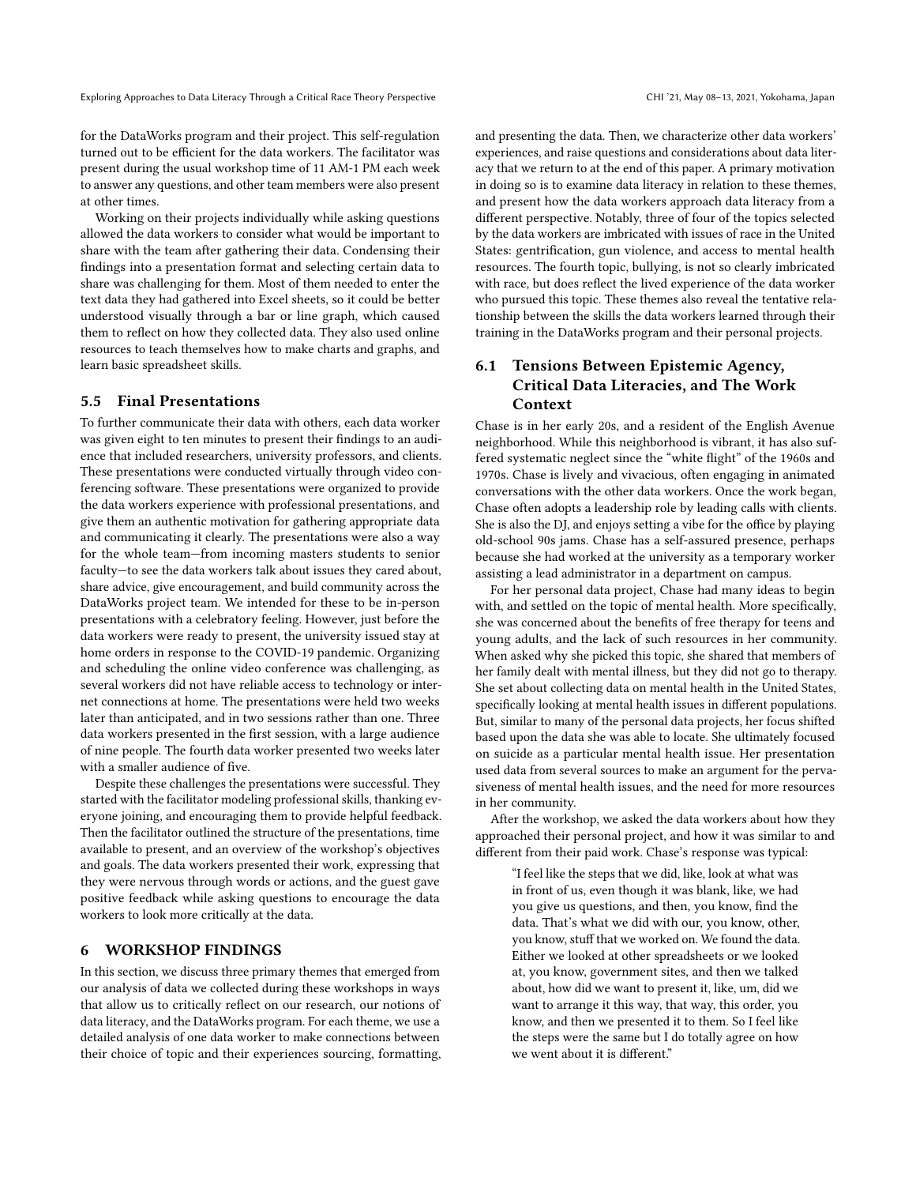for the DataWorks program and their project. This self-regulation turned out to be efficient for the data workers. The facilitator was present during the usual workshop time of 11 AM-1 PM each week to answer any questions, and other team members were also present at other times.

Working on their projects individually while asking questions allowed the data workers to consider what would be important to share with the team after gathering their data. Condensing their findings into a presentation format and selecting certain data to share was challenging for them. Most of them needed to enter the text data they had gathered into Excel sheets, so it could be better understood visually through a bar or line graph, which caused them to reflect on how they collected data. They also used online resources to teach themselves how to make charts and graphs, and learn basic spreadsheet skills.

### 5.5 Final Presentations

To further communicate their data with others, each data worker was given eight to ten minutes to present their findings to an audience that included researchers, university professors, and clients. These presentations were conducted virtually through video conferencing software. These presentations were organized to provide the data workers experience with professional presentations, and give them an authentic motivation for gathering appropriate data and communicating it clearly. The presentations were also a way for the whole team—from incoming masters students to senior faculty—to see the data workers talk about issues they cared about, share advice, give encouragement, and build community across the DataWorks project team. We intended for these to be in-person presentations with a celebratory feeling. However, just before the data workers were ready to present, the university issued stay at home orders in response to the COVID-19 pandemic. Organizing and scheduling the online video conference was challenging, as several workers did not have reliable access to technology or internet connections at home. The presentations were held two weeks later than anticipated, and in two sessions rather than one. Three data workers presented in the first session, with a large audience of nine people. The fourth data worker presented two weeks later with a smaller audience of five.

Despite these challenges the presentations were successful. They started with the facilitator modeling professional skills, thanking everyone joining, and encouraging them to provide helpful feedback. Then the facilitator outlined the structure of the presentations, time available to present, and an overview of the workshop's objectives and goals. The data workers presented their work, expressing that they were nervous through words or actions, and the guest gave positive feedback while asking questions to encourage the data workers to look more critically at the data.

## 6 WORKSHOP FINDINGS

In this section, we discuss three primary themes that emerged from our analysis of data we collected during these workshops in ways that allow us to critically reflect on our research, our notions of data literacy, and the DataWorks program. For each theme, we use a detailed analysis of one data worker to make connections between their choice of topic and their experiences sourcing, formatting, and presenting the data. Then, we characterize other data workers' experiences, and raise questions and considerations about data literacy that we return to at the end of this paper. A primary motivation in doing so is to examine data literacy in relation to these themes, and present how the data workers approach data literacy from a different perspective. Notably, three of four of the topics selected by the data workers are imbricated with issues of race in the United States: gentrification, gun violence, and access to mental health resources. The fourth topic, bullying, is not so clearly imbricated with race, but does reflect the lived experience of the data worker who pursued this topic. These themes also reveal the tentative relationship between the skills the data workers learned through their training in the DataWorks program and their personal projects.

### 6.1 Tensions Between Epistemic Agency, Critical Data Literacies, and The Work Context

Chase is in her early 20s, and a resident of the English Avenue neighborhood. While this neighborhood is vibrant, it has also suffered systematic neglect since the "white flight" of the 1960s and 1970s. Chase is lively and vivacious, often engaging in animated conversations with the other data workers. Once the work began, Chase often adopts a leadership role by leading calls with clients. She is also the DJ, and enjoys setting a vibe for the office by playing old-school 90s jams. Chase has a self-assured presence, perhaps because she had worked at the university as a temporary worker assisting a lead administrator in a department on campus.

For her personal data project, Chase had many ideas to begin with, and settled on the topic of mental health. More specifically, she was concerned about the benefits of free therapy for teens and young adults, and the lack of such resources in her community. When asked why she picked this topic, she shared that members of her family dealt with mental illness, but they did not go to therapy. She set about collecting data on mental health in the United States, specifically looking at mental health issues in different populations. But, similar to many of the personal data projects, her focus shifted based upon the data she was able to locate. She ultimately focused on suicide as a particular mental health issue. Her presentation used data from several sources to make an argument for the pervasiveness of mental health issues, and the need for more resources in her community.

After the workshop, we asked the data workers about how they approached their personal project, and how it was similar to and different from their paid work. Chase's response was typical:

> "I feel like the steps that we did, like, look at what was in front of us, even though it was blank, like, we had you give us questions, and then, you know, find the data. That's what we did with our, you know, other, you know, stuff that we worked on. We found the data. Either we looked at other spreadsheets or we looked at, you know, government sites, and then we talked about, how did we want to present it, like, um, did we want to arrange it this way, that way, this order, you know, and then we presented it to them. So I feel like the steps were the same but I do totally agree on how we went about it is different."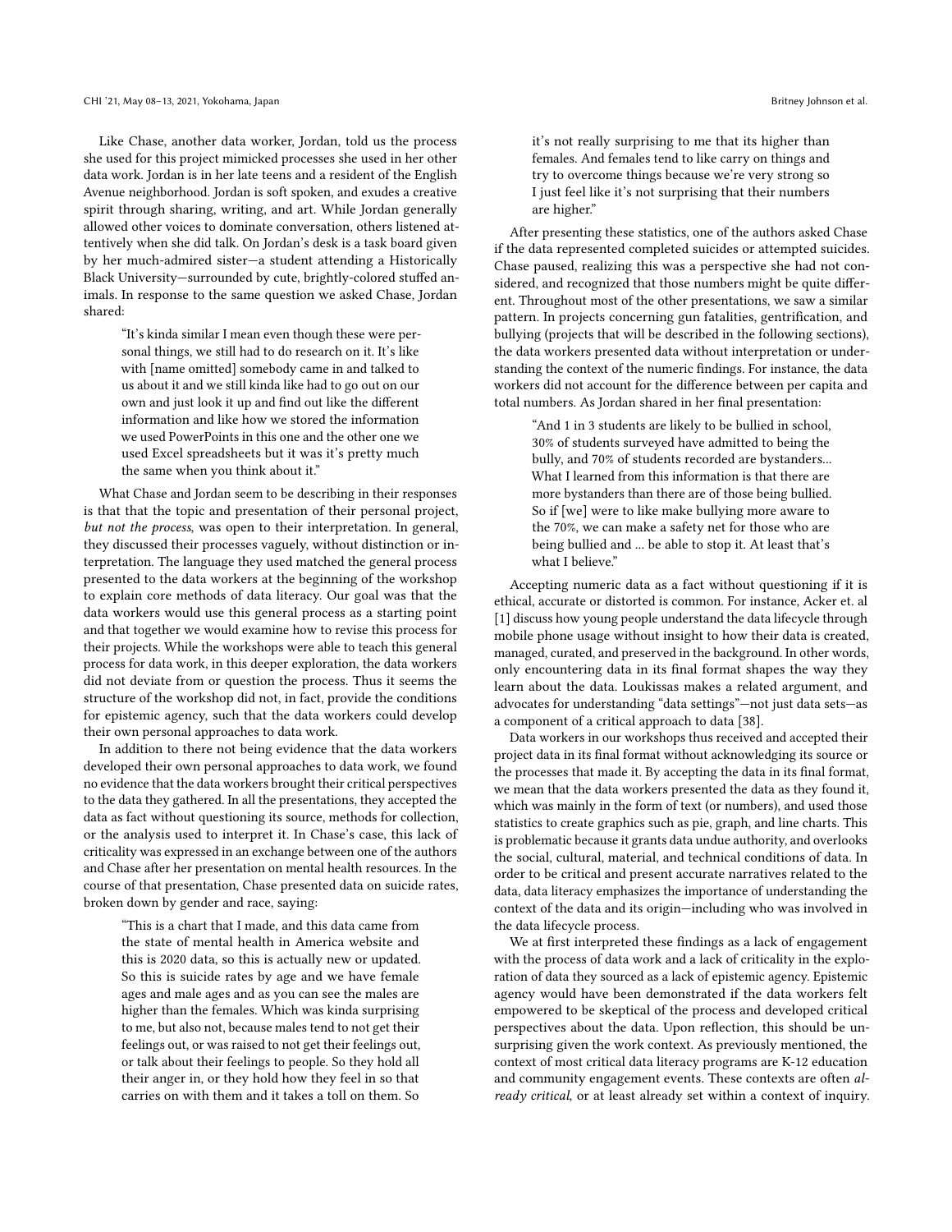Like Chase, another data worker, Jordan, told us the process she used for this project mimicked processes she used in her other data work. Jordan is in her late teens and a resident of the English Avenue neighborhood. Jordan is soft spoken, and exudes a creative spirit through sharing, writing, and art. While Jordan generally allowed other voices to dominate conversation, others listened attentively when she did talk. On Jordan's desk is a task board given by her much-admired sister—a student attending a Historically Black University—surrounded by cute, brightly-colored stuffed animals. In response to the same question we asked Chase, Jordan shared:

> "It's kinda similar I mean even though these were personal things, we still had to do research on it. It's like with [name omitted] somebody came in and talked to us about it and we still kinda like had to go out on our own and just look it up and find out like the different information and like how we stored the information we used PowerPoints in this one and the other one we used Excel spreadsheets but it was it's pretty much the same when you think about it."

What Chase and Jordan seem to be describing in their responses is that that the topic and presentation of their personal project, *but not the process*, was open to their interpretation. In general, they discussed their processes vaguely, without distinction or interpretation. The language they used matched the general process presented to the data workers at the beginning of the workshop to explain core methods of data literacy. Our goal was that the data workers would use this general process as a starting point and that together we would examine how to revise this process for their projects. While the workshops were able to teach this general process for data work, in this deeper exploration, the data workers did not deviate from or question the process. Thus it seems the structure of the workshop did not, in fact, provide the conditions for epistemic agency, such that the data workers could develop their own personal approaches to data work.

In addition to there not being evidence that the data workers developed their own personal approaches to data work, we found no evidence that the data workers brought their critical perspectives to the data they gathered. In all the presentations, they accepted the data as fact without questioning its source, methods for collection, or the analysis used to interpret it. In Chase's case, this lack of criticality was expressed in an exchange between one of the authors and Chase after her presentation on mental health resources. In the course of that presentation, Chase presented data on suicide rates, broken down by gender and race, saying:

> "This is a chart that I made, and this data came from the state of mental health in America website and this is 2020 data, so this is actually new or updated. So this is suicide rates by age and we have female ages and male ages and as you can see the males are higher than the females. Which was kinda surprising to me, but also not, because males tend to not get their feelings out, or was raised to not get their feelings out, or talk about their feelings to people. So they hold all their anger in, or they hold how they feel in so that carries on with them and it takes a toll on them. So it's not really surprising to me that its higher than females. And females tend to like carry on things and try to overcome things because we're very strong so I just feel like it's not surprising that their numbers are higher."

After presenting these statistics, one of the authors asked Chase if the data represented completed suicides or attempted suicides. Chase paused, realizing this was a perspective she had not considered, and recognized that those numbers might be quite different. Throughout most of the other presentations, we saw a similar pattern. In projects concerning gun fatalities, gentrification, and bullying (projects that will be described in the following sections), the data workers presented data without interpretation or understanding the context of the numeric findings. For instance, the data workers did not account for the difference between per capita and total numbers. As Jordan shared in her final presentation:

> "And 1 in 3 students are likely to be bullied in school, 30% of students surveyed have admitted to being the bully, and 70% of students recorded are bystanders... What I learned from this information is that there are more bystanders than there are of those being bullied. So if [we] were to like make bullying more aware to the 70%, we can make a safety net for those who are being bullied and ... be able to stop it. At least that's what I believe."

Accepting numeric data as a fact without questioning if it is ethical, accurate or distorted is common. For instance, Acker et. al [1] discuss how young people understand the data lifecycle through mobile phone usage without insight to how their data is created, managed, curated, and preserved in the background. In other words, only encountering data in its final format shapes the way they learn about the data. Loukissas makes a related argument, and advocates for understanding "data settings"—not just data sets—as a component of a critical approach to data [38].

Data workers in our workshops thus received and accepted their project data in its final format without acknowledging its source or the processes that made it. By accepting the data in its final format, we mean that the data workers presented the data as they found it, which was mainly in the form of text (or numbers), and used those statistics to create graphics such as pie, graph, and line charts. This is problematic because it grants data undue authority, and overlooks the social, cultural, material, and technical conditions of data. In order to be critical and present accurate narratives related to the data, data literacy emphasizes the importance of understanding the context of the data and its origin—including who was involved in the data lifecycle process.

We at first interpreted these findings as a lack of engagement with the process of data work and a lack of criticality in the exploration of data they sourced as a lack of epistemic agency. Epistemic agency would have been demonstrated if the data workers felt empowered to be skeptical of the process and developed critical perspectives about the data. Upon reflection, this should be unsurprising given the work context. As previously mentioned, the context of most critical data literacy programs are K-12 education and community engagement events. These contexts are often *already critical*, or at least already set within a context of inquiry.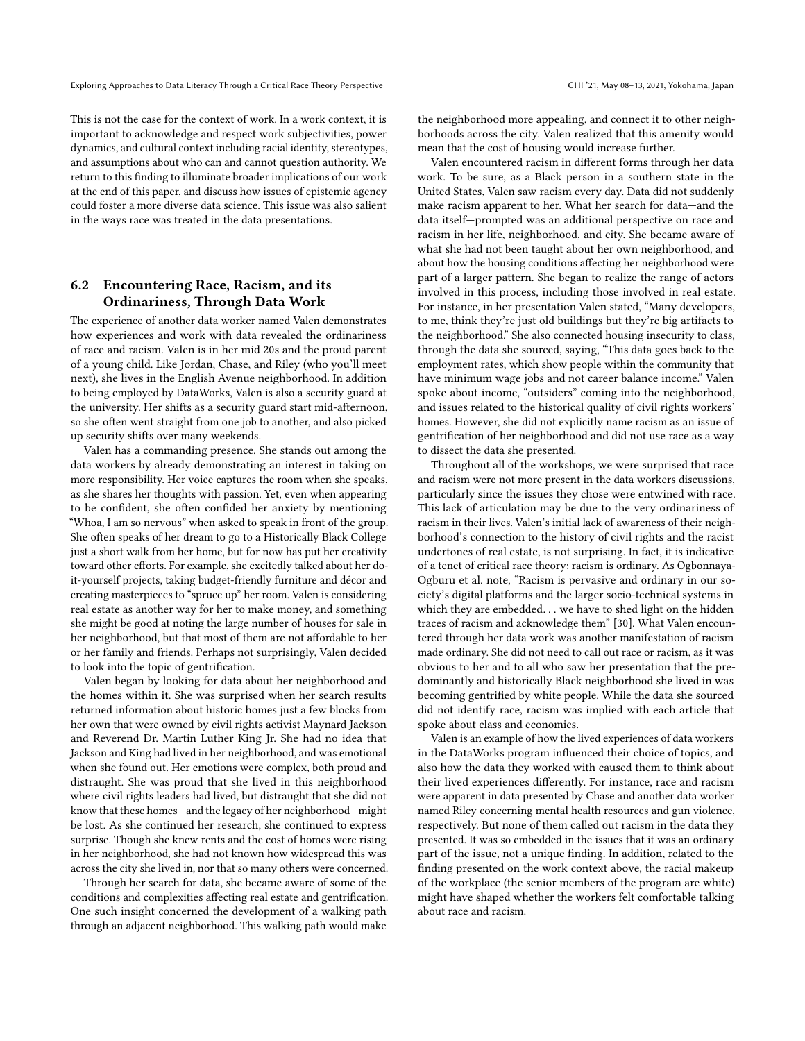This is not the case for the context of work. In a work context, it is important to acknowledge and respect work subjectivities, power dynamics, and cultural context including racial identity, stereotypes, and assumptions about who can and cannot question authority. We return to this finding to illuminate broader implications of our work at the end of this paper, and discuss how issues of epistemic agency could foster a more diverse data science. This issue was also salient in the ways race was treated in the data presentations.

## 6.2 Encountering Race, Racism, and its Ordinariness, Through Data Work

The experience of another data worker named Valen demonstrates how experiences and work with data revealed the ordinariness of race and racism. Valen is in her mid 20s and the proud parent of a young child. Like Jordan, Chase, and Riley (who you'll meet next), she lives in the English Avenue neighborhood. In addition to being employed by DataWorks, Valen is also a security guard at the university. Her shifts as a security guard start mid-afternoon, so she often went straight from one job to another, and also picked up security shifts over many weekends.

Valen has a commanding presence. She stands out among the data workers by already demonstrating an interest in taking on more responsibility. Her voice captures the room when she speaks, as she shares her thoughts with passion. Yet, even when appearing to be confident, she often confided her anxiety by mentioning "Whoa, I am so nervous" when asked to speak in front of the group. She often speaks of her dream to go to a Historically Black College just a short walk from her home, but for now has put her creativity toward other efforts. For example, she excitedly talked about her do-it-yourself projects, taking budget-friendly furniture and décor and creating masterpieces to "spruce up" her room. Valen is considering real estate as another way for her to make money, and something she might be good at noting the large number of houses for sale in her neighborhood, but that most of them are not affordable to her or her family and friends. Perhaps not surprisingly, Valen decided to look into the topic of gentrification.

Valen began by looking for data about her neighborhood and the homes within it. She was surprised when her search results returned information about historic homes just a few blocks from her own that were owned by civil rights activist Maynard Jackson and Reverend Dr. Martin Luther King Jr. She had no idea that Jackson and King had lived in her neighborhood, and was emotional when she found out. Her emotions were complex, both proud and distraught. She was proud that she lived in this neighborhood where civil rights leaders had lived, but distraught that she did not know that these homes—and the legacy of her neighborhood—might be lost. As she continued her research, she continued to express surprise. Though she knew rents and the cost of homes were rising in her neighborhood, she had not known how widespread this was across the city she lived in, nor that so many others were concerned.

Through her search for data, she became aware of some of the conditions and complexities affecting real estate and gentrification. One such insight concerned the development of a walking path through an adjacent neighborhood. This walking path would make the neighborhood more appealing, and connect it to other neighborhoods across the city. Valen realized that this amenity would mean that the cost of housing would increase further.

Valen encountered racism in different forms through her data work. To be sure, as a Black person in a southern state in the United States, Valen saw racism every day. Data did not suddenly make racism apparent to her. What her search for data—and the data itself—prompted was an additional perspective on race and racism in her life, neighborhood, and city. She became aware of what she had not been taught about her own neighborhood, and about how the housing conditions affecting her neighborhood were part of a larger pattern. She began to realize the range of actors involved in this process, including those involved in real estate. For instance, in her presentation Valen stated, "Many developers, to me, think they're just old buildings but they're big artifacts to the neighborhood." She also connected housing insecurity to class, through the data she sourced, saying, "This data goes back to the employment rates, which show people within the community that have minimum wage jobs and not career balance income." Valen spoke about income, "outsiders" coming into the neighborhood, and issues related to the historical quality of civil rights workers' homes. However, she did not explicitly name racism as an issue of gentrification of her neighborhood and did not use race as a way to dissect the data she presented.

Throughout all of the workshops, we were surprised that race and racism were not more present in the data workers discussions, particularly since the issues they chose were entwined with race. This lack of articulation may be due to the very ordinariness of racism in their lives. Valen's initial lack of awareness of their neighborhood's connection to the history of civil rights and the racist undertones of real estate, is not surprising. In fact, it is indicative of a tenet of critical race theory: racism is ordinary. As Ogbonnaya-Ogburu et al. note, "Racism is pervasive and ordinary in our society's digital platforms and the larger socio-technical systems in which they are embedded. . . we have to shed light on the hidden traces of racism and acknowledge them" [30]. What Valen encountered through her data work was another manifestation of racism made ordinary. She did not need to call out race or racism, as it was obvious to her and to all who saw her presentation that the predominantly and historically Black neighborhood she lived in was becoming gentrified by white people. While the data she sourced did not identify race, racism was implied with each article that spoke about class and economics.

Valen is an example of how the lived experiences of data workers in the DataWorks program influenced their choice of topics, and also how the data they worked with caused them to think about their lived experiences differently. For instance, race and racism were apparent in data presented by Chase and another data worker named Riley concerning mental health resources and gun violence, respectively. But none of them called out racism in the data they presented. It was so embedded in the issues that it was an ordinary part of the issue, not a unique finding. In addition, related to the finding presented on the work context above, the racial makeup of the workplace (the senior members of the program are white) might have shaped whether the workers felt comfortable talking about race and racism.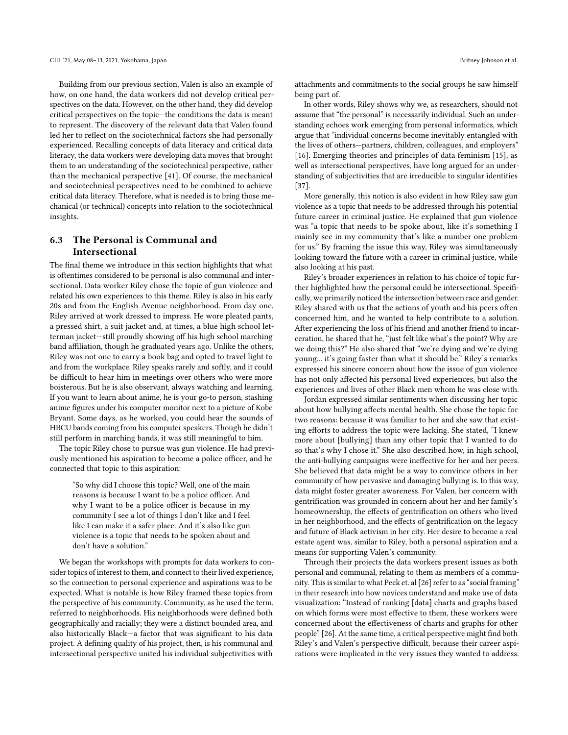Building from our previous section, Valen is also an example of how, on one hand, the data workers did not develop critical perspectives on the data. However, on the other hand, they did develop critical perspectives on the topic—the conditions the data is meant to represent. The discovery of the relevant data that Valen found led her to reflect on the sociotechnical factors she had personally experienced. Recalling concepts of data literacy and critical data literacy, the data workers were developing data moves that brought them to an understanding of the sociotechnical perspective, rather than the mechanical perspective [41]. Of course, the mechanical and sociotechnical perspectives need to be combined to achieve critical data literacy. Therefore, what is needed is to bring those mechanical (or technical) concepts into relation to the sociotechnical insights.

## 6.3 The Personal is Communal and Intersectional

The final theme we introduce in this section highlights that what is oftentimes considered to be personal is also communal and intersectional. Data worker Riley chose the topic of gun violence and related his own experiences to this theme. Riley is also in his early 20s and from the English Avenue neighborhood. From day one, Riley arrived at work dressed to impress. He wore pleated pants, a pressed shirt, a suit jacket and, at times, a blue high school letterman jacket—still proudly showing off his high school marching band affiliation, though he graduated years ago. Unlike the others, Riley was not one to carry a book bag and opted to travel light to and from the workplace. Riley speaks rarely and softly, and it could be difficult to hear him in meetings over others who were more boisterous. But he is also observant, always watching and learning. If you want to learn about anime, he is your go-to person, stashing anime figures under his computer monitor next to a picture of Kobe Bryant. Some days, as he worked, you could hear the sounds of HBCU bands coming from his computer speakers. Though he didn't still perform in marching bands, it was still meaningful to him.

The topic Riley chose to pursue was gun violence. He had previously mentioned his aspiration to become a police officer, and he connected that topic to this aspiration:

> "So why did I choose this topic? Well, one of the main reasons is because I want to be a police officer. And why I want to be a police officer is because in my community I see a lot of things I don't like and I feel like I can make it a safer place. And it's also like gun violence is a topic that needs to be spoken about and don't have a solution."

We began the workshops with prompts for data workers to consider topics of interest to them, and connect to their lived experience, so the connection to personal experience and aspirations was to be expected. What is notable is how Riley framed these topics from the perspective of his community. Community, as he used the term, referred to neighborhoods. His neighborhoods were defined both geographically and racially; they were a distinct bounded area, and also historically Black—a factor that was significant to his data project. A defining quality of his project, then, is his communal and intersectional perspective united his individual subjectivities with attachments and commitments to the social groups he saw himself being part of.

In other words, Riley shows why we, as researchers, should not assume that "the personal" is necessarily individual. Such an understanding echoes work emerging from personal informatics, which argue that "individual concerns become inevitably entangled with the lives of others—partners, children, colleagues, and employers" [16]. Emerging theories and principles of data feminism [15], as well as intersectional perspectives, have long argued for an understanding of subjectivities that are irreducible to singular identities [37].

More generally, this notion is also evident in how Riley saw gun violence as a topic that needs to be addressed through his potential future career in criminal justice. He explained that gun violence was "a topic that needs to be spoke about, like it's something I mainly see in my community that's like a number one problem for us." By framing the issue this way, Riley was simultaneously looking toward the future with a career in criminal justice, while also looking at his past.

Riley's broader experiences in relation to his choice of topic further highlighted how the personal could be intersectional. Specifically, we primarily noticed the intersection between race and gender. Riley shared with us that the actions of youth and his peers often concerned him, and he wanted to help contribute to a solution. After experiencing the loss of his friend and another friend to incarceration, he shared that he, "just felt like what's the point? Why are we doing this?" He also shared that "we're dying and we're dying young... it's going faster than what it should be." Riley's remarks expressed his sincere concern about how the issue of gun violence has not only affected his personal lived experiences, but also the experiences and lives of other Black men whom he was close with.

Jordan expressed similar sentiments when discussing her topic about how bullying affects mental health. She chose the topic for two reasons: because it was familiar to her and she saw that existing efforts to address the topic were lacking. She stated, "I knew more about [bullying] than any other topic that I wanted to do so that's why I chose it." She also described how, in high school, the anti-bullying campaigns were ineffective for her and her peers. She believed that data might be a way to convince others in her community of how pervasive and damaging bullying is. In this way, data might foster greater awareness. For Valen, her concern with gentrification was grounded in concern about her and her family's homeownership, the effects of gentrification on others who lived in her neighborhood, and the effects of gentrification on the legacy and future of Black activism in her city. Her desire to become a real estate agent was, similar to Riley, both a personal aspiration and a means for supporting Valen's community.

Through their projects the data workers present issues as both personal and communal, relating to them as members of a community. This is similar to what Peck et. al [26] refer to as "social framing" in their research into how novices understand and make use of data visualization: "Instead of ranking [data] charts and graphs based on which forms were most effective to them, these workers were concerned about the effectiveness of charts and graphs for other people" [26]. At the same time, a critical perspective might find both Riley's and Valen's perspective difficult, because their career aspirations were implicated in the very issues they wanted to address.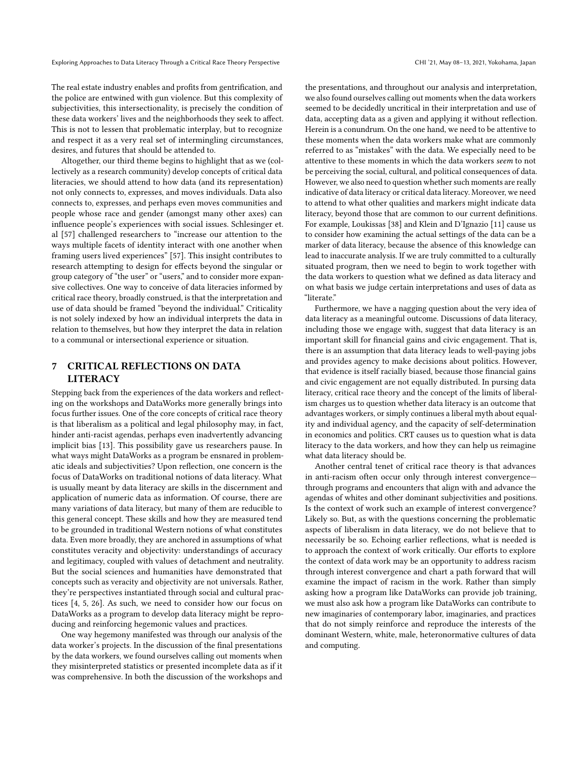The real estate industry enables and profits from gentrification, and the police are entwined with gun violence. But this complexity of subjectivities, this intersectionality, is precisely the condition of these data workers' lives and the neighborhoods they seek to affect. This is not to lessen that problematic interplay, but to recognize and respect it as a very real set of intermingling circumstances, desires, and futures that should be attended to.

Altogether, our third theme begins to highlight that as we (collectively as a research community) develop concepts of critical data literacies, we should attend to how data (and its representation) not only connects to, expresses, and moves individuals. Data also connects to, expresses, and perhaps even moves communities and people whose race and gender (amongst many other axes) can influence people's experiences with social issues. Schlesinger et. al [57] challenged researchers to "increase our attention to the ways multiple facets of identity interact with one another when framing users lived experiences" [57]. This insight contributes to research attempting to design for effects beyond the singular or group category of "the user" or "users," and to consider more expansive collectives. One way to conceive of data literacies informed by critical race theory, broadly construed, is that the interpretation and use of data should be framed "beyond the individual." Criticality is not solely indexed by how an individual interprets the data in relation to themselves, but how they interpret the data in relation to a communal or intersectional experience or situation.

## 7 CRITICAL REFLECTIONS ON DATA LITERACY

Stepping back from the experiences of the data workers and reflecting on the workshops and DataWorks more generally brings into focus further issues. One of the core concepts of critical race theory is that liberalism as a political and legal philosophy may, in fact, hinder anti-racist agendas, perhaps even inadvertently advancing implicit bias [13]. This possibility gave us researchers pause. In what ways might DataWorks as a program be ensnared in problematic ideals and subjectivities? Upon reflection, one concern is the focus of DataWorks on traditional notions of data literacy. What is usually meant by data literacy are skills in the discernment and application of numeric data as information. Of course, there are many variations of data literacy, but many of them are reducible to this general concept. These skills and how they are measured tend to be grounded in traditional Western notions of what constitutes data. Even more broadly, they are anchored in assumptions of what constitutes veracity and objectivity: understandings of accuracy and legitimacy, coupled with values of detachment and neutrality. But the social sciences and humanities have demonstrated that concepts such as veracity and objectivity are not universals. Rather, they're perspectives instantiated through social and cultural practices [4, 5, 26]. As such, we need to consider how our focus on DataWorks as a program to develop data literacy might be reproducing and reinforcing hegemonic values and practices.

One way hegemony manifested was through our analysis of the data worker's projects. In the discussion of the final presentations by the data workers, we found ourselves calling out moments when they misinterpreted statistics or presented incomplete data as if it was comprehensive. In both the discussion of the workshops and the presentations, and throughout our analysis and interpretation, we also found ourselves calling out moments when the data workers seemed to be decidedly uncritical in their interpretation and use of data, accepting data as a given and applying it without reflection. Herein is a conundrum. On the one hand, we need to be attentive to these moments when the data workers make what are commonly referred to as "mistakes" with the data. We especially need to be attentive to these moments in which the data workers *seem* to not be perceiving the social, cultural, and political consequences of data. However, we also need to question whether such moments are really indicative of data literacy or critical data literacy. Moreover, we need to attend to what other qualities and markers might indicate data literacy, beyond those that are common to our current definitions. For example, Loukissas [38] and Klein and D'Ignazio [11] cause us to consider how examining the actual settings of the data can be a marker of data literacy, because the absence of this knowledge can lead to inaccurate analysis. If we are truly committed to a culturally situated program, then we need to begin to work together with the data workers to question what we defined as data literacy and on what basis we judge certain interpretations and uses of data as "literate."

Furthermore, we have a nagging question about the very idea of data literacy as a meaningful outcome. Discussions of data literacy, including those we engage with, suggest that data literacy is an important skill for financial gains and civic engagement. That is, there is an assumption that data literacy leads to well-paying jobs and provides agency to make decisions about politics. However, that evidence is itself racially biased, because those financial gains and civic engagement are not equally distributed. In pursing data literacy, critical race theory and the concept of the limits of liberalism charges us to question whether data literacy is an outcome that advantages workers, or simply continues a liberal myth about equality and individual agency, and the capacity of self-determination in economics and politics. CRT causes us to question what is data literacy to the data workers, and how they can help us reimagine what data literacy should be.

Another central tenet of critical race theory is that advances in anti-racism often occur only through interest convergence—through programs and encounters that align with and advance the agendas of whites and other dominant subjectivities and positions. Is the context of work such an example of interest convergence? Likely so. But, as with the questions concerning the problematic aspects of liberalism in data literacy, we do not believe that to necessarily be so. Echoing earlier reflections, what is needed is to approach the context of work critically. Our efforts to explore the context of data work may be an opportunity to address racism through interest convergence and chart a path forward that will examine the impact of racism in the work. Rather than simply asking how a program like DataWorks can provide job training, we must also ask how a program like DataWorks can contribute to new imaginaries of contemporary labor, imaginaries, and practices that do not simply reinforce and reproduce the interests of the dominant Western, white, male, heteronormative cultures of data and computing.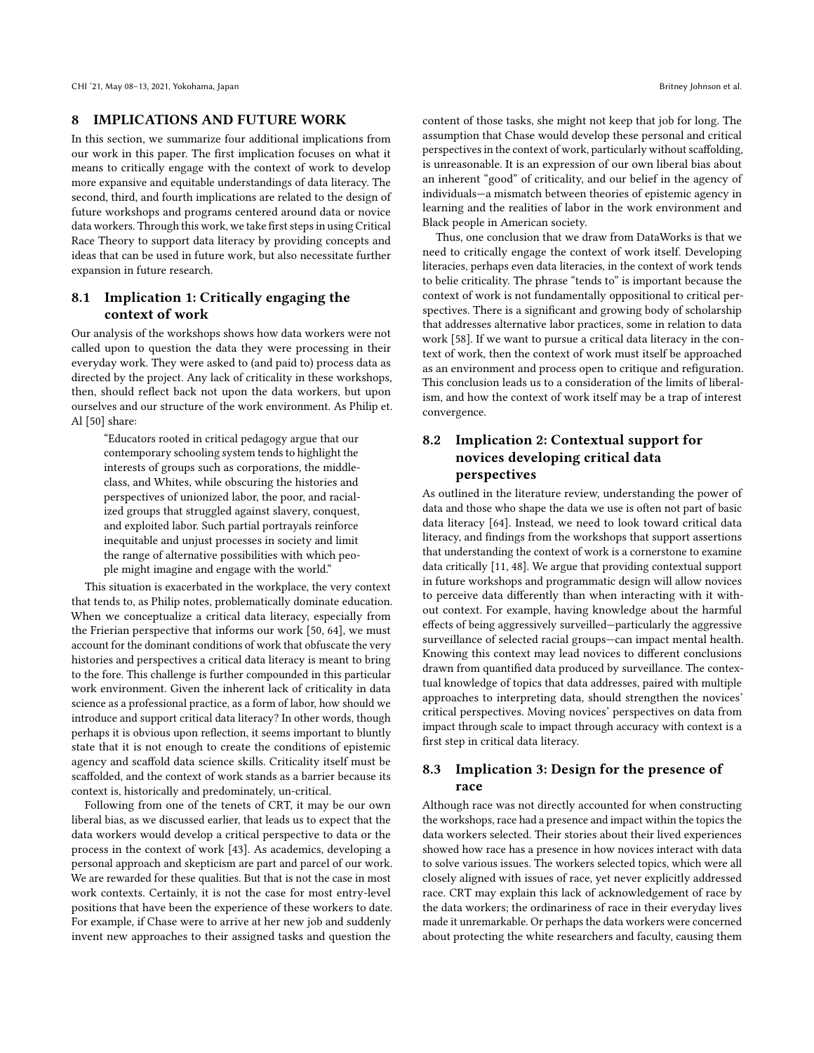## 8 IMPLICATIONS AND FUTURE WORK

In this section, we summarize four additional implications from our work in this paper. The first implication focuses on what it means to critically engage with the context of work to develop more expansive and equitable understandings of data literacy. The second, third, and fourth implications are related to the design of future workshops and programs centered around data or novice data workers. Through this work, we take first steps in using Critical Race Theory to support data literacy by providing concepts and ideas that can be used in future work, but also necessitate further expansion in future research.

### 8.1 Implication 1: Critically engaging the context of work

Our analysis of the workshops shows how data workers were not called upon to question the data they were processing in their everyday work. They were asked to (and paid to) process data as directed by the project. Any lack of criticality in these workshops, then, should reflect back not upon the data workers, but upon ourselves and our structure of the work environment. As Philip et. Al [50] share:

> "Educators rooted in critical pedagogy argue that our contemporary schooling system tends to highlight the interests of groups such as corporations, the middle-class, and Whites, while obscuring the histories and perspectives of unionized labor, the poor, and racialized groups that struggled against slavery, conquest, and exploited labor. Such partial portrayals reinforce inequitable and unjust processes in society and limit the range of alternative possibilities with which people might imagine and engage with the world."

This situation is exacerbated in the workplace, the very context that tends to, as Philip notes, problematically dominate education. When we conceptualize a critical data literacy, especially from the Frierian perspective that informs our work [50, 64], we must account for the dominant conditions of work that obfuscate the very histories and perspectives a critical data literacy is meant to bring to the fore. This challenge is further compounded in this particular work environment. Given the inherent lack of criticality in data science as a professional practice, as a form of labor, how should we introduce and support critical data literacy? In other words, though perhaps it is obvious upon reflection, it seems important to bluntly state that it is not enough to create the conditions of epistemic agency and scaffold data science skills. Criticality itself must be scaffolded, and the context of work stands as a barrier because its context is, historically and predominately, un-critical.

Following from one of the tenets of CRT, it may be our own liberal bias, as we discussed earlier, that leads us to expect that the data workers would develop a critical perspective to data or the process in the context of work [43]. As academics, developing a personal approach and skepticism are part and parcel of our work. We are rewarded for these qualities. But that is not the case in most work contexts. Certainly, it is not the case for most entry-level positions that have been the experience of these workers to date. For example, if Chase were to arrive at her new job and suddenly invent new approaches to their assigned tasks and question the content of those tasks, she might not keep that job for long. The assumption that Chase would develop these personal and critical perspectives in the context of work, particularly without scaffolding, is unreasonable. It is an expression of our own liberal bias about an inherent "good" of criticality, and our belief in the agency of individuals—a mismatch between theories of epistemic agency in learning and the realities of labor in the work environment and Black people in American society.

Thus, one conclusion that we draw from DataWorks is that we need to critically engage the context of work itself. Developing literacies, perhaps even data literacies, in the context of work tends to belie criticality. The phrase "tends to" is important because the context of work is not fundamentally oppositional to critical perspectives. There is a significant and growing body of scholarship that addresses alternative labor practices, some in relation to data work [58]. If we want to pursue a critical data literacy in the context of work, then the context of work must itself be approached as an environment and process open to critique and refiguration. This conclusion leads us to a consideration of the limits of liberalism, and how the context of work itself may be a trap of interest convergence.

### 8.2 Implication 2: Contextual support for novices developing critical data perspectives

As outlined in the literature review, understanding the power of data and those who shape the data we use is often not part of basic data literacy [64]. Instead, we need to look toward critical data literacy, and findings from the workshops that support assertions that understanding the context of work is a cornerstone to examine data critically [11, 48]. We argue that providing contextual support in future workshops and programmatic design will allow novices to perceive data differently than when interacting with it without context. For example, having knowledge about the harmful effects of being aggressively surveilled—particularly the aggressive surveillance of selected racial groups—can impact mental health. Knowing this context may lead novices to different conclusions drawn from quantified data produced by surveillance. The contextual knowledge of topics that data addresses, paired with multiple approaches to interpreting data, should strengthen the novices' critical perspectives. Moving novices' perspectives on data from impact through scale to impact through accuracy with context is a first step in critical data literacy.

### 8.3 Implication 3: Design for the presence of race

Although race was not directly accounted for when constructing the workshops, race had a presence and impact within the topics the data workers selected. Their stories about their lived experiences showed how race has a presence in how novices interact with data to solve various issues. The workers selected topics, which were all closely aligned with issues of race, yet never explicitly addressed race. CRT may explain this lack of acknowledgement of race by the data workers; the ordinariness of race in their everyday lives made it unremarkable. Or perhaps the data workers were concerned about protecting the white researchers and faculty, causing them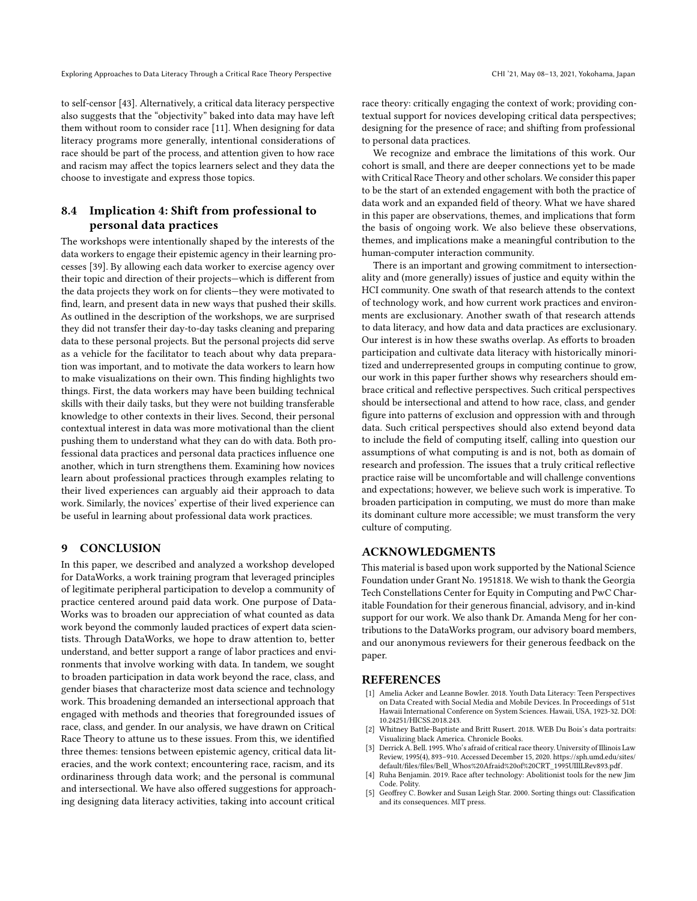to self-censor [43]. Alternatively, a critical data literacy perspective also suggests that the "objectivity" baked into data may have left them without room to consider race [11]. When designing for data literacy programs more generally, intentional considerations of race should be part of the process, and attention given to how race and racism may affect the topics learners select and they data the choose to investigate and express those topics.

## 8.4 Implication 4: Shift from professional to personal data practices

The workshops were intentionally shaped by the interests of the data workers to engage their epistemic agency in their learning processes [39]. By allowing each data worker to exercise agency over their topic and direction of their projects—which is different from the data projects they work on for clients—they were motivated to find, learn, and present data in new ways that pushed their skills. As outlined in the description of the workshops, we are surprised they did not transfer their day-to-day tasks cleaning and preparing data to these personal projects. But the personal projects did serve as a vehicle for the facilitator to teach about why data preparation was important, and to motivate the data workers to learn how to make visualizations on their own. This finding highlights two things. First, the data workers may have been building technical skills with their daily tasks, but they were not building transferable knowledge to other contexts in their lives. Second, their personal contextual interest in data was more motivational than the client pushing them to understand what they can do with data. Both professional data practices and personal data practices influence one another, which in turn strengthens them. Examining how novices learn about professional practices through examples relating to their lived experiences can arguably aid their approach to data work. Similarly, the novices' expertise of their lived experience can be useful in learning about professional data work practices.

# 9 CONCLUSION

In this paper, we described and analyzed a workshop developed for DataWorks, a work training program that leveraged principles of legitimate peripheral participation to develop a community of practice centered around paid data work. One purpose of DataWorks was to broaden our appreciation of what counted as data work beyond the commonly lauded practices of expert data scientists. Through DataWorks, we hope to draw attention to, better understand, and better support a range of labor practices and environments that involve working with data. In tandem, we sought to broaden participation in data work beyond the race, class, and gender biases that characterize most data science and technology work. This broadening demanded an intersectional approach that engaged with methods and theories that foregrounded issues of race, class, and gender. In our analysis, we have drawn on Critical Race Theory to attune us to these issues. From this, we identified three themes: tensions between epistemic agency, critical data literacies, and the work context; encountering race, racism, and its ordinariness through data work; and the personal is communal and intersectional. We have also offered suggestions for approaching designing data literacy activities, taking into account critical race theory: critically engaging the context of work; providing contextual support for novices developing critical data perspectives; designing for the presence of race; and shifting from professional to personal data practices.

We recognize and embrace the limitations of this work. Our cohort is small, and there are deeper connections yet to be made with Critical Race Theory and other scholars. We consider this paper to be the start of an extended engagement with both the practice of data work and an expanded field of theory. What we have shared in this paper are observations, themes, and implications that form the basis of ongoing work. We also believe these observations, themes, and implications make a meaningful contribution to the human-computer interaction community.

There is an important and growing commitment to intersectionality and (more generally) issues of justice and equity within the HCI community. One swath of that research attends to the context of technology work, and how current work practices and environments are exclusionary. Another swath of that research attends to data literacy, and how data and data practices are exclusionary. Our interest is in how these swaths overlap. As efforts to broaden participation and cultivate data literacy with historically minoritized and underrepresented groups in computing continue to grow, our work in this paper further shows why researchers should embrace critical and reflective perspectives. Such critical perspectives should be intersectional and attend to how race, class, and gender figure into patterns of exclusion and oppression with and through data. Such critical perspectives should also extend beyond data to include the field of computing itself, calling into question our assumptions of what computing is and is not, both as domain of research and profession. The issues that a truly critical reflective practice raise will be uncomfortable and will challenge conventions and expectations; however, we believe such work is imperative. To broaden participation in computing, we must do more than make its dominant culture more accessible; we must transform the very culture of computing.

# ACKNOWLEDGMENTS

This material is based upon work supported by the National Science Foundation under Grant No. 1951818. We wish to thank the Georgia Tech Constellations Center for Equity in Computing and PwC Charitable Foundation for their generous financial, advisory, and in-kind support for our work. We also thank Dr. Amanda Meng for her contributions to the DataWorks program, our advisory board members, and our anonymous reviewers for their generous feedback on the paper.

# REFERENCES

[1] Amelia Acker and Leanne Bowler. 2018. Youth Data Literacy: Teen Perspectives on Data Created with Social Media and Mobile Devices. In Proceedings of 51st Hawaii International Conference on System Sciences. Hawaii, USA, 1923-32. DOI: 10.24251/HICSS.2018.243.

[2] Whitney Battle-Baptiste and Britt Rusert. 2018. WEB Du Bois's data portraits: Visualizing black America. Chronicle Books.

[3] Derrick A. Bell. 1995. Who's afraid of critical race theory. University of Illinois Law Review, 1995(4), 893–910. Accessed December 15, 2020. https://sph.umd.edu/sites/default/files/files/Bell_Whos%20Afraid%20of%20CRT_1995UIllLRev893.pdf.

[4] Ruha Benjamin. 2019. Race after technology: Abolitionist tools for the new Jim Code. Polity.

[5] Geoffrey C. Bowker and Susan Leigh Star. 2000. Sorting things out: Classification and its consequences. MIT press.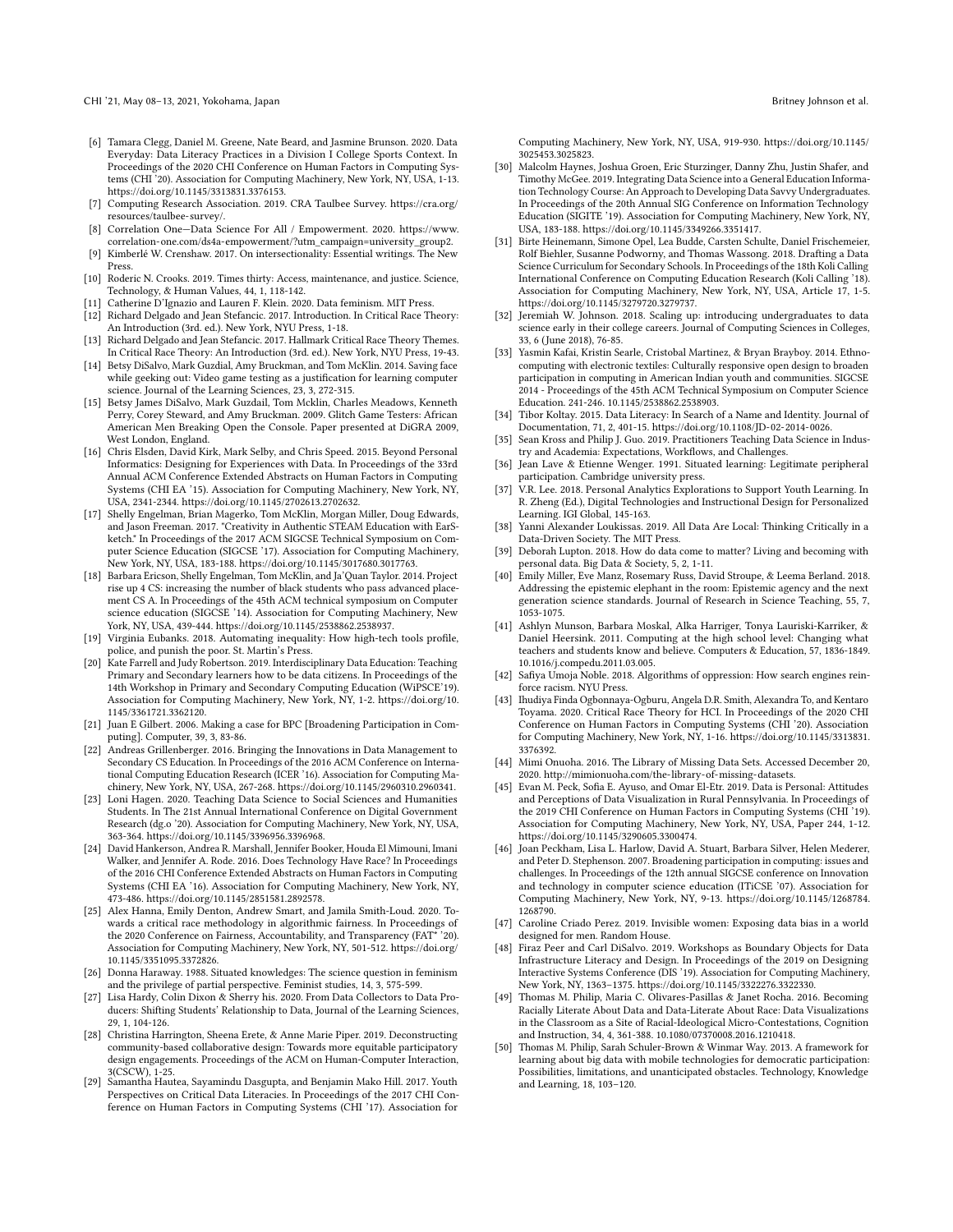[6] Tamara Clegg, Daniel M. Greene, Nate Beard, and Jasmine Brunson. 2020. Data Everyday: Data Literacy Practices in a Division I College Sports Context. In Proceedings of the 2020 CHI Conference on Human Factors in Computing Systems (CHI '20). Association for Computing Machinery, New York, NY, USA, 1-13. https://doi.org/10.1145/3313831.3376153.

[7] Computing Research Association. 2019. CRA Taulbee Survey. https://cra.org/resources/taulbee-survey/.

[8] Correlation One—Data Science For All / Empowerment. 2020. https://www.correlation-one.com/ds4a-empowerment/?utm_campaign=university_group2.

[9] Kimberlé W. Crenshaw. 2017. On intersectionality: Essential writings. The New Press.

[10] Roderic N. Crooks. 2019. Times thirty: Access, maintenance, and justice. Science, Technology, & Human Values, 44, 1, 118-142.

[11] Catherine D'Ignazio and Lauren F. Klein. 2020. Data feminism. MIT Press.

[12] Richard Delgado and Jean Stefancic. 2017. Introduction. In Critical Race Theory: An Introduction (3rd. ed.). New York, NYU Press, 1-18.

[13] Richard Delgado and Jean Stefancic. 2017. Hallmark Critical Race Theory Themes. In Critical Race Theory: An Introduction (3rd. ed.). New York, NYU Press, 19-43.

[14] Betsy DiSalvo, Mark Guzdial, Amy Bruckman, and Tom McKlin. 2014. Saving face while geeking out: Video game testing as a justification for learning computer science. Journal of the Learning Sciences, 23, 3, 272-315.

[15] Betsy James DiSalvo, Mark Guzdail, Tom Mcklin, Charles Meadows, Kenneth Perry, Corey Steward, and Amy Bruckman. 2009. Glitch Game Testers: African American Men Breaking Open the Console. Paper presented at DiGRA 2009, West London, England.

[16] Chris Elsden, David Kirk, Mark Selby, and Chris Speed. 2015. Beyond Personal Informatics: Designing for Experiences with Data. In Proceedings of the 33rd Annual ACM Conference Extended Abstracts on Human Factors in Computing Systems (CHI EA '15). Association for Computing Machinery, New York, NY, USA, 2341-2344. https://doi.org/10.1145/2702613.2702632.

[17] Shelly Engelman, Brian Magerko, Tom McKlin, Morgan Miller, Doug Edwards, and Jason Freeman. 2017. "Creativity in Authentic STEAM Education with EarSketch." In Proceedings of the 2017 ACM SIGCSE Technical Symposium on Computer Science Education (SIGCSE '17). Association for Computing Machinery, New York, NY, USA, 183-188. https://doi.org/10.1145/3017680.3017763.

[18] Barbara Ericson, Shelly Engelman, Tom McKlin, and Ja'Quan Taylor. 2014. Project rise up 4 CS: increasing the number of black students who pass advanced placement CS A. In Proceedings of the 45th ACM technical symposium on Computer science education (SIGCSE '14). Association for Computing Machinery, New York, NY, USA, 439-444. https://doi.org/10.1145/2538862.2538937.

[19] Virginia Eubanks. 2018. Automating inequality: How high-tech tools profile, police, and punish the poor. St. Martin's Press.

[20] Kate Farrell and Judy Robertson. 2019. Interdisciplinary Data Education: Teaching Primary and Secondary learners how to be data citizens. In Proceedings of the 14th Workshop in Primary and Secondary Computing Education (WiPSCE'19). Association for Computing Machinery, New York, NY, 1-2. https://doi.org/10.1145/3361721.3362120.

[21] Juan E Gilbert. 2006. Making a case for BPC [Broadening Participation in Computing]. Computer, 39, 3, 83-86.

[22] Andreas Grillenberger. 2016. Bringing the Innovations in Data Management to Secondary CS Education. In Proceedings of the 2016 ACM Conference on International Computing Education Research (ICER '16). Association for Computing Machinery, New York, NY, USA, 267-268. https://doi.org/10.1145/2960310.2960341.

[23] Loni Hagen. 2020. Teaching Data Science to Social Sciences and Humanities Students. In The 21st Annual International Conference on Digital Government Research (dg.o '20). Association for Computing Machinery, New York, NY, USA, 363-364. https://doi.org/10.1145/3396956.3396968.

[24] David Hankerson, Andrea R. Marshall, Jennifer Booker, Houda El Mimouni, Imani Walker, and Jennifer A. Rode. 2016. Does Technology Have Race? In Proceedings of the 2016 CHI Conference Extended Abstracts on Human Factors in Computing Systems (CHI EA '16). Association for Computing Machinery, New York, NY, 473-486. https://doi.org/10.1145/2851581.2892578.

[25] Alex Hanna, Emily Denton, Andrew Smart, and Jamila Smith-Loud. 2020. Towards a critical race methodology in algorithmic fairness. In Proceedings of the 2020 Conference on Fairness, Accountability, and Transparency (FAT* '20). Association for Computing Machinery, New York, NY, 501-512. https://doi.org/10.1145/3351095.3372826.

[26] Donna Haraway. 1988. Situated knowledges: The science question in feminism and the privilege of partial perspective. Feminist studies, 14, 3, 575-599.

[27] Lisa Hardy, Colin Dixon & Sherry his. 2020. From Data Collectors to Data Producers: Shifting Students' Relationship to Data, Journal of the Learning Sciences, 29, 1, 104-126.

[28] Christina Harrington, Sheena Erete, & Anne Marie Piper. 2019. Deconstructing community-based collaborative design: Towards more equitable participatory design engagements. Proceedings of the ACM on Human-Computer Interaction, 3(CSCW), 1-25.

[29] Samantha Hautea, Sayamindu Dasgupta, and Benjamin Mako Hill. 2017. Youth Perspectives on Critical Data Literacies. In Proceedings of the 2017 CHI Conference on Human Factors in Computing Systems (CHI '17). Association for Computing Machinery, New York, NY, USA, 919-930. https://doi.org/10.1145/3025453.3025823.

[30] Malcolm Haynes, Joshua Groen, Eric Sturzinger, Danny Zhu, Justin Shafer, and Timothy McGee. 2019. Integrating Data Science into a General Education Information Technology Course: An Approach to Developing Data Savvy Undergraduates. In Proceedings of the 20th Annual SIG Conference on Information Technology Education (SIGITE '19). Association for Computing Machinery, New York, NY, USA, 183-188. https://doi.org/10.1145/3349266.3351417.

[31] Birte Heinemann, Simone Opel, Lea Budde, Carsten Schulte, Daniel Frischemeier, Rolf Biehler, Susanne Podworny, and Thomas Wassong. 2018. Drafting a Data Science Curriculum for Secondary Schools. In Proceedings of the 18th Koli Calling International Conference on Computing Education Research (Koli Calling '18). Association for Computing Machinery, New York, NY, USA, Article 17, 1-5. https://doi.org/10.1145/3279720.3279737.

[32] Jeremiah W. Johnson. 2018. Scaling up: introducing undergraduates to data science early in their college careers. Journal of Computing Sciences in Colleges, 33, 6 (June 2018), 76-85.

[33] Yasmin Kafai, Kristin Searle, Cristobal Martinez, & Bryan Brayboy. 2014. Ethnocomputing with electronic textiles: Culturally responsive open design to broaden participation in computing in American Indian youth and communities. SIGCSE 2014 - Proceedings of the 45th ACM Technical Symposium on Computer Science Education. 241-246. 10.1145/2538862.2538903.

[34] Tibor Koltay. 2015. Data Literacy: In Search of a Name and Identity. Journal of Documentation, 71, 2, 401-15. https://doi.org/10.1108/JD-02-2014-0026.

[35] Sean Kross and Philip J. Guo. 2019. Practitioners Teaching Data Science in Industry and Academia: Expectations, Workflows, and Challenges.

[36] Jean Lave & Etienne Wenger. 1991. Situated learning: Legitimate peripheral participation. Cambridge university press.

[37] V.R. Lee. 2018. Personal Analytics Explorations to Support Youth Learning. In R. Zheng (Ed.), Digital Technologies and Instructional Design for Personalized Learning. IGI Global, 145-163.

[38] Yanni Alexander Loukissas. 2019. All Data Are Local: Thinking Critically in a Data-Driven Society. The MIT Press.

[39] Deborah Lupton. 2018. How do data come to matter? Living and becoming with personal data. Big Data & Society, 5, 2, 1-11.

[40] Emily Miller, Eve Manz, Rosemary Russ, David Stroupe, & Leema Berland. 2018. Addressing the epistemic elephant in the room: Epistemic agency and the next generation science standards. Journal of Research in Science Teaching, 55, 7, 1053-1075.

[41] Ashlyn Munson, Barbara Moskal, Alka Harriger, Tonya Lauriski-Karriker, & Daniel Heersink. 2011. Computing at the high school level: Changing what teachers and students know and believe. Computers & Education, 57, 1836-1849. 10.1016/j.compedu.2011.03.005.

[42] Safiya Umoja Noble. 2018. Algorithms of oppression: How search engines reinforce racism. NYU Press.

[43] Ihudiya Finda Ogbonnaya-Ogburu, Angela D.R. Smith, Alexandra To, and Kentaro Toyama. 2020. Critical Race Theory for HCI. In Proceedings of the 2020 CHI Conference on Human Factors in Computing Systems (CHI '20). Association for Computing Machinery, New York, NY, 1-16. https://doi.org/10.1145/3313831.3376392.

[44] Mimi Onuoha. 2016. The Library of Missing Data Sets. Accessed December 20, 2020. http://mimionuoha.com/the-library-of-missing-datasets.

[45] Evan M. Peck, Sofia E. Ayuso, and Omar El-Etr. 2019. Data is Personal: Attitudes and Perceptions of Data Visualization in Rural Pennsylvania. In Proceedings of the 2019 CHI Conference on Human Factors in Computing Systems (CHI '19). Association for Computing Machinery, New York, NY, USA, Paper 244, 1-12. https://doi.org/10.1145/3290605.3300474.

[46] Joan Peckham, Lisa L. Harlow, David A. Stuart, Barbara Silver, Helen Mederer, and Peter D. Stephenson. 2007. Broadening participation in computing: issues and challenges. In Proceedings of the 12th annual SIGCSE conference on Innovation and technology in computer science education (ITiCSE '07). Association for Computing Machinery, New York, NY, 9-13. https://doi.org/10.1145/1268784.1268790.

[47] Caroline Criado Perez. 2019. Invisible women: Exposing data bias in a world designed for men. Random House.

[48] Firaz Peer and Carl DiSalvo. 2019. Workshops as Boundary Objects for Data Infrastructure Literacy and Design. In Proceedings of the 2019 on Designing Interactive Systems Conference (DIS '19). Association for Computing Machinery, New York, NY, 1363–1375. https://doi.org/10.1145/3322276.3322330.

[49] Thomas M. Philip, Maria C. Olivares-Pasillas & Janet Rocha. 2016. Becoming Racially Literate About Data and Data-Literate About Race: Data Visualizations in the Classroom as a Site of Racial-Ideological Micro-Contestations, Cognition and Instruction, 34, 4, 361-388. 10.1080/07370008.2016.1210418.

[50] Thomas M. Philip, Sarah Schuler-Brown & Winmar Way. 2013. A framework for learning about big data with mobile technologies for democratic participation: Possibilities, limitations, and unanticipated obstacles. Technology, Knowledge and Learning, 18, 103–120.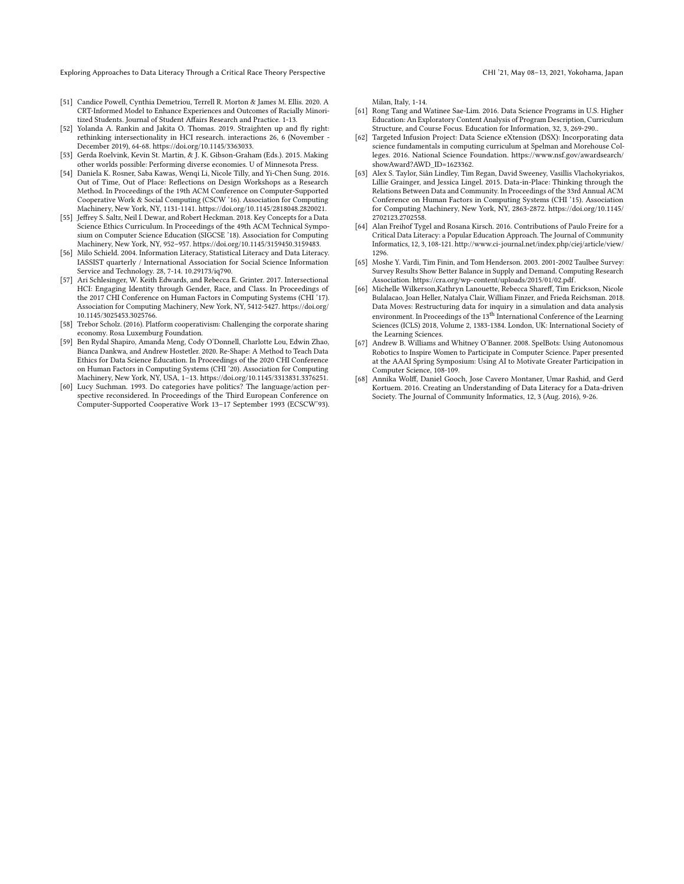[51] Candice Powell, Cynthia Demetriou, Terrell R. Morton & James M. Ellis. 2020. A CRT-Informed Model to Enhance Experiences and Outcomes of Racially Minoritized Students. Journal of Student Affairs Research and Practice. 1-13.

[52] Yolanda A. Rankin and Jakita O. Thomas. 2019. Straighten up and fly right: rethinking intersectionality in HCI research. interactions 26, 6 (November - December 2019), 64-68. https://doi.org/10.1145/3363033.

[53] Gerda Roelvink, Kevin St. Martin, & J. K. Gibson-Graham (Eds.). 2015. Making other worlds possible: Performing diverse economies. U of Minnesota Press.

[54] Daniela K. Rosner, Saba Kawas, Wenqi Li, Nicole Tilly, and Yi-Chen Sung. 2016. Out of Time, Out of Place: Reflections on Design Workshops as a Research Method. In Proceedings of the 19th ACM Conference on Computer-Supported Cooperative Work & Social Computing (CSCW '16). Association for Computing Machinery, New York, NY, 1131-1141. https://doi.org/10.1145/2818048.2820021.

[55] Jeffrey S. Saltz, Neil I. Dewar, and Robert Heckman. 2018. Key Concepts for a Data Science Ethics Curriculum. In Proceedings of the 49th ACM Technical Symposium on Computer Science Education (SIGCSE '18). Association for Computing Machinery, New York, NY, 952–957. https://doi.org/10.1145/3159450.3159483.

[56] Milo Schield. 2004. Information Literacy, Statistical Literacy and Data Literacy. IASSIST quarterly / International Association for Social Science Information Service and Technology. 28, 7-14. 10.29173/iq790.

[57] Ari Schlesinger, W. Keith Edwards, and Rebecca E. Grinter. 2017. Intersectional HCI: Engaging Identity through Gender, Race, and Class. In Proceedings of the 2017 CHI Conference on Human Factors in Computing Systems (CHI '17). Association for Computing Machinery, New York, NY, 5412-5427. https://doi.org/10.1145/3025453.3025766.

[58] Trebor Scholz. (2016). Platform cooperativism: Challenging the corporate sharing economy. Rosa Luxemburg Foundation.

[59] Ben Rydal Shapiro, Amanda Meng, Cody O'Donnell, Charlotte Lou, Edwin Zhao, Bianca Dankwa, and Andrew Hostetler. 2020. Re-Shape: A Method to Teach Data Ethics for Data Science Education. In Proceedings of the 2020 CHI Conference on Human Factors in Computing Systems (CHI '20). Association for Computing Machinery, New York, NY, USA, 1–13. https://doi.org/10.1145/3313831.3376251.

[60] Lucy Suchman. 1993. Do categories have politics? The language/action perspective reconsidered. In Proceedings of the Third European Conference on Computer-Supported Cooperative Work 13–17 September 1993 (ECSCW'93). Milan, Italy, 1-14.

[61] Rong Tang and Watinee Sae-Lim. 2016. Data Science Programs in U.S. Higher Education: An Exploratory Content Analysis of Program Description, Curriculum Structure, and Course Focus. Education for Information, 32, 3, 269-290..

[62] Targeted Infusion Project: Data Science eXtension (DSX): Incorporating data science fundamentals in computing curriculum at Spelman and Morehouse Colleges. 2016. National Science Foundation. https://www.nsf.gov/awardsearch/showAward?AWD_ID=1623362.

[63] Alex S. Taylor, Siân Lindley, Tim Regan, David Sweeney, Vasillis Vlachokyriakos, Lillie Grainger, and Jessica Lingel. 2015. Data-in-Place: Thinking through the Relations Between Data and Community. In Proceedings of the 33rd Annual ACM Conference on Human Factors in Computing Systems (CHI '15). Association for Computing Machinery, New York, NY, 2863-2872. https://doi.org/10.1145/2702123.2702558.

[64] Alan Freihof Tygel and Rosana Kirsch. 2016. Contributions of Paulo Freire for a Critical Data Literacy: a Popular Education Approach. The Journal of Community Informatics, 12, 3, 108-121. http://www.ci-journal.net/index.php/ciej/article/view/1296.

[65] Moshe Y. Vardi, Tim Finin, and Tom Henderson. 2003. 2001-2002 Taulbee Survey: Survey Results Show Better Balance in Supply and Demand. Computing Research Association. https://cra.org/wp-content/uploads/2015/01/02.pdf.

[66] Michelle Wilkerson,Kathryn Lanouette, Rebecca Shareff, Tim Erickson, Nicole Bulalacao, Joan Heller, Natalya Clair, William Finzer, and Frieda Reichsman. 2018. Data Moves: Restructuring data for inquiry in a simulation and data analysis environment. In Proceedings of the 13th International Conference of the Learning Sciences (ICLS) 2018, Volume 2, 1383-1384. London, UK: International Society of the Learning Sciences.

[67] Andrew B. Williams and Whitney O'Banner. 2008. SpelBots: Using Autonomous Robotics to Inspire Women to Participate in Computer Science. Paper presented at the AAAI Spring Symposium: Using AI to Motivate Greater Participation in Computer Science, 108-109.

[68] Annika Wolff, Daniel Gooch, Jose Cavero Montaner, Umar Rashid, and Gerd Kortuem. 2016. Creating an Understanding of Data Literacy for a Data-driven Society. The Journal of Community Informatics, 12, 3 (Aug. 2016), 9-26.